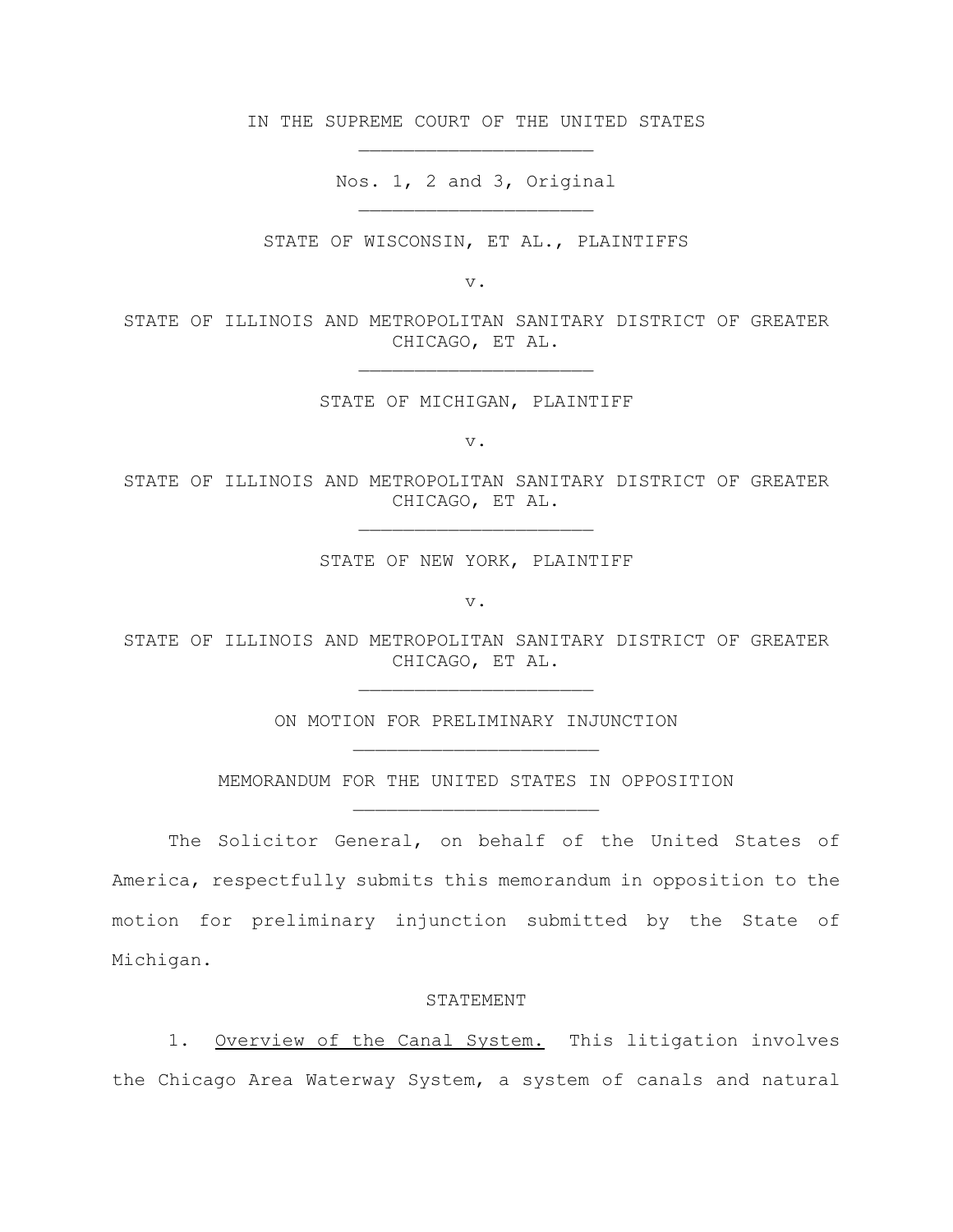IN THE SUPREME COURT OF THE UNITED STATES

---

Nos. 1, 2 and 3, Original

---

STATE OF WISCONSIN, ET AL., PLAINTIFFS

v.

STATE OF ILLINOIS AND METROPOLITAN SANITARY DISTRICT OF GREATER CHICAGO, ET AL.

---

STATE OF MICHIGAN, PLAINTIFF

v.

STATE OF ILLINOIS AND METROPOLITAN SANITARY DISTRICT OF GREATER CHICAGO, ET AL.

---

STATE OF NEW YORK, PLAINTIFF

v.

STATE OF ILLINOIS AND METROPOLITAN SANITARY DISTRICT OF GREATER CHICAGO, ET AL.

---

ON MOTION FOR PRELIMINARY INJUNCTION

---

MEMORANDUM FOR THE UNITED STATES IN OPPOSITION

---

The Solicitor General, on behalf of the United States of America, respectfully submits this memorandum in opposition to the motion for preliminary injunction submitted by the State of Michigan.

STATEMENT

1. Overview of the Canal System. This litigation involves the Chicago Area Waterway System, a system of canals and natural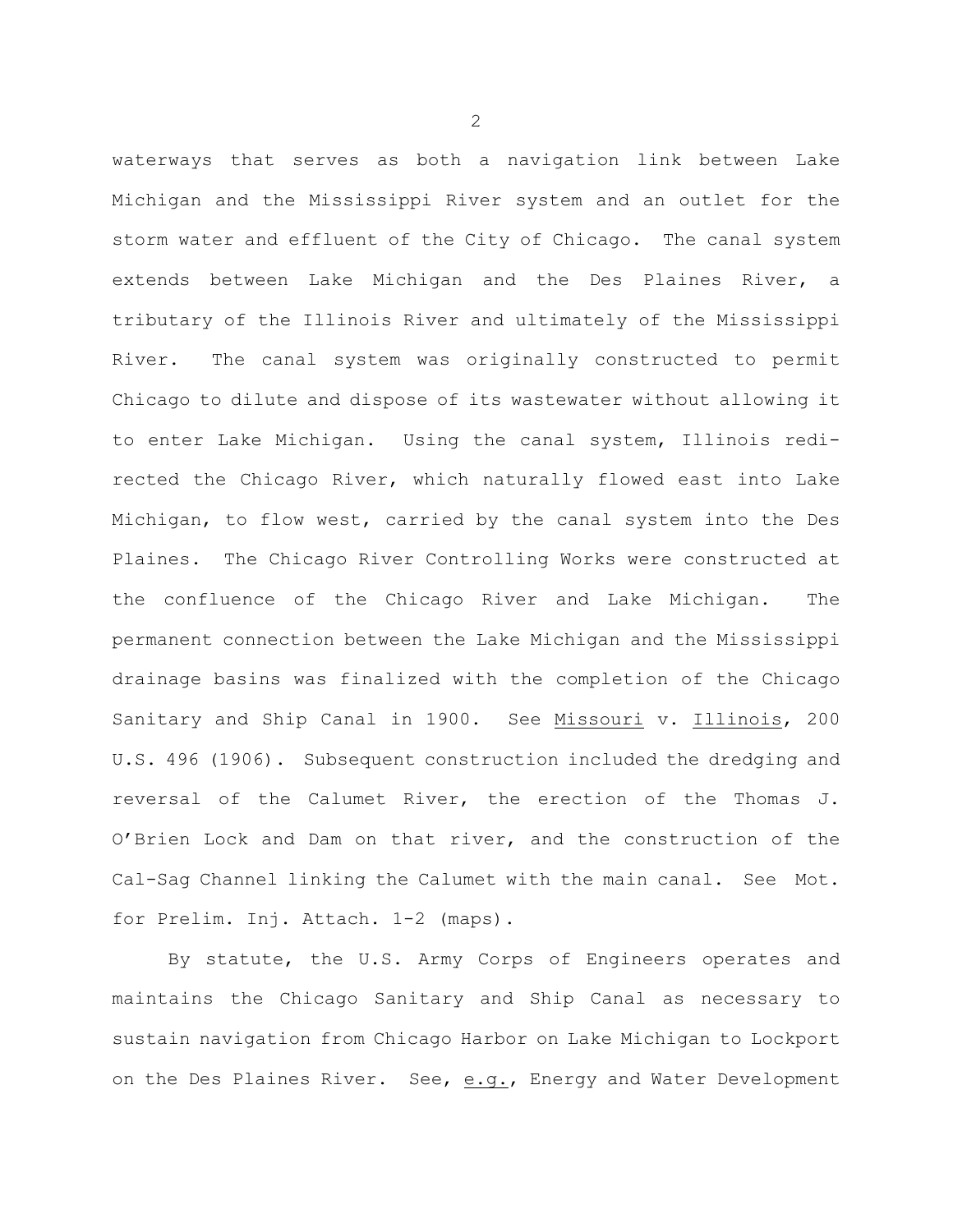waterways that serves as both a navigation link between Lake Michigan and the Mississippi River system and an outlet for the storm water and effluent of the City of Chicago. The canal system extends between Lake Michigan and the Des Plaines River, a tributary of the Illinois River and ultimately of the Mississippi River. The canal system was originally constructed to permit Chicago to dilute and dispose of its wastewater without allowing it to enter Lake Michigan. Using the canal system, Illinois redirected the Chicago River, which naturally flowed east into Lake Michigan, to flow west, carried by the canal system into the Des Plaines. The Chicago River Controlling Works were constructed at the confluence of the Chicago River and Lake Michigan. The permanent connection between the Lake Michigan and the Mississippi drainage basins was finalized with the completion of the Chicago Sanitary and Ship Canal in 1900. See Missouri v. Illinois, 200 U.S. 496 (1906). Subsequent construction included the dredging and reversal of the Calumet River, the erection of the Thomas J. O'Brien Lock and Dam on that river, and the construction of the Cal-Sag Channel linking the Calumet with the main canal. See Mot. for Prelim. Inj. Attach. 1-2 (maps).

By statute, the U.S. Army Corps of Engineers operates and maintains the Chicago Sanitary and Ship Canal as necessary to sustain navigation from Chicago Harbor on Lake Michigan to Lockport on the Des Plaines River. See, e.g., Energy and Water Development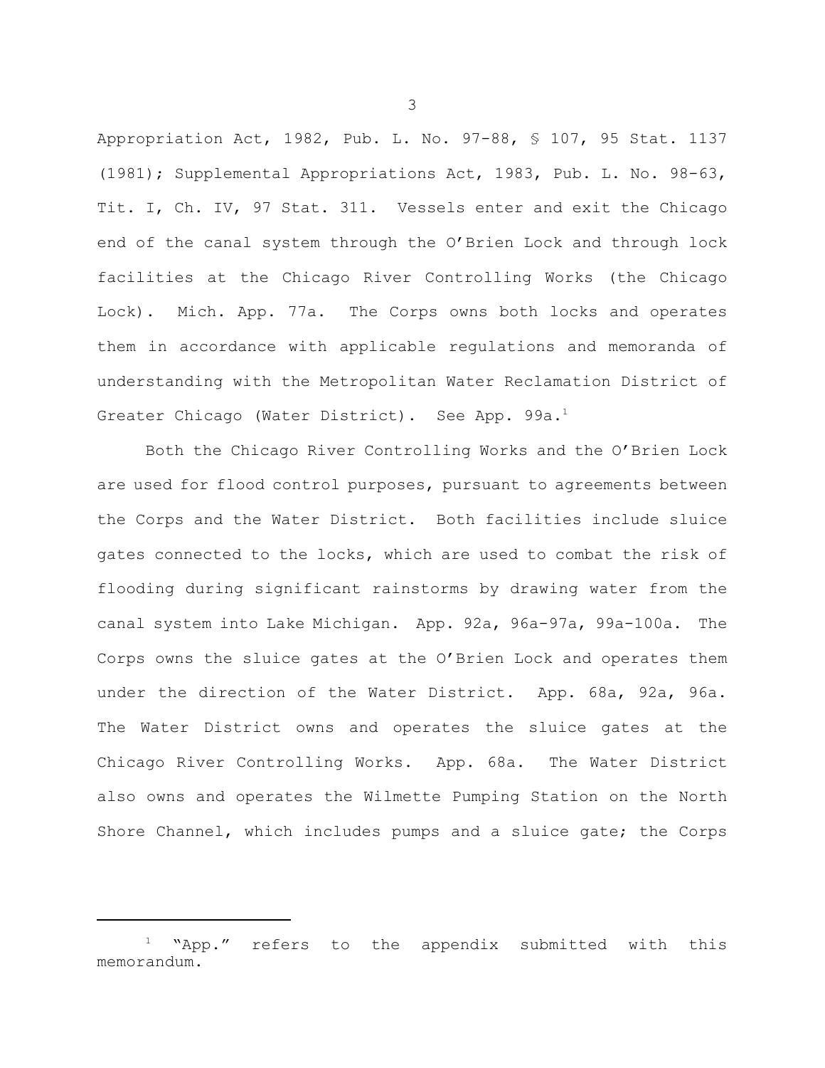Appropriation Act, 1982, Pub. L. No. 97-88, § 107, 95 Stat. 1137 (1981); Supplemental Appropriations Act, 1983, Pub. L. No. 98-63, Tit. I, Ch. IV, 97 Stat. 311. Vessels enter and exit the Chicago end of the canal system through the O'Brien Lock and through lock facilities at the Chicago River Controlling Works (the Chicago Lock). Mich. App. 77a. The Corps owns both locks and operates them in accordance with applicable regulations and memoranda of understanding with the Metropolitan Water Reclamation District of Greater Chicago (Water District). See App. 99a.[1]

Both the Chicago River Controlling Works and the O'Brien Lock are used for flood control purposes, pursuant to agreements between the Corps and the Water District. Both facilities include sluice gates connected to the locks, which are used to combat the risk of flooding during significant rainstorms by drawing water from the canal system into Lake Michigan. App. 92a, 96a-97a, 99a-100a. The Corps owns the sluice gates at the O'Brien Lock and operates them under the direction of the Water District. App. 68a, 92a, 96a. The Water District owns and operates the sluice gates at the Chicago River Controlling Works. App. 68a. The Water District also owns and operates the Wilmette Pumping Station on the North Shore Channel, which includes pumps and a sluice gate; the Corps

---

[1] "App." refers to the appendix submitted with this memorandum.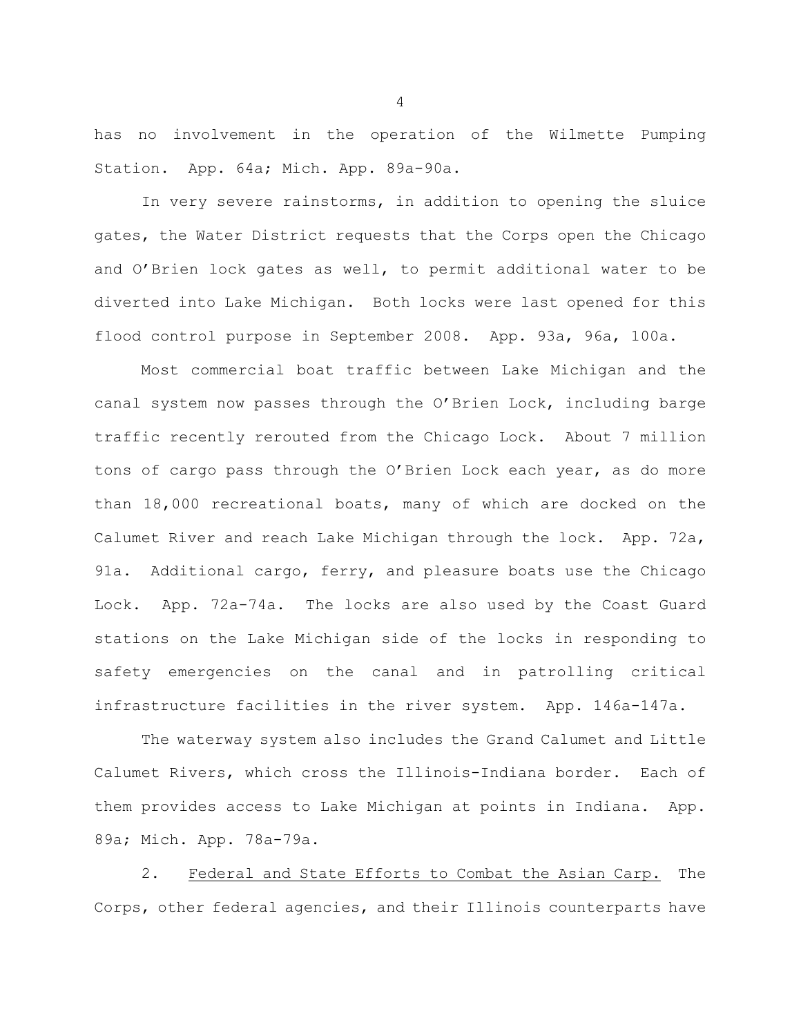has no involvement in the operation of the Wilmette Pumping Station. App. 64a; Mich. App. 89a-90a.

In very severe rainstorms, in addition to opening the sluice gates, the Water District requests that the Corps open the Chicago and O'Brien lock gates as well, to permit additional water to be diverted into Lake Michigan. Both locks were last opened for this flood control purpose in September 2008. App. 93a, 96a, 100a.

Most commercial boat traffic between Lake Michigan and the canal system now passes through the O'Brien Lock, including barge traffic recently rerouted from the Chicago Lock. About 7 million tons of cargo pass through the O'Brien Lock each year, as do more than 18,000 recreational boats, many of which are docked on the Calumet River and reach Lake Michigan through the lock. App. 72a, 91a. Additional cargo, ferry, and pleasure boats use the Chicago Lock. App. 72a-74a. The locks are also used by the Coast Guard stations on the Lake Michigan side of the locks in responding to safety emergencies on the canal and in patrolling critical infrastructure facilities in the river system. App. 146a-147a.

The waterway system also includes the Grand Calumet and Little Calumet Rivers, which cross the Illinois-Indiana border. Each of them provides access to Lake Michigan at points in Indiana. App. 89a; Mich. App. 78a-79a.

2. Federal and State Efforts to Combat the Asian Carp. The Corps, other federal agencies, and their Illinois counterparts have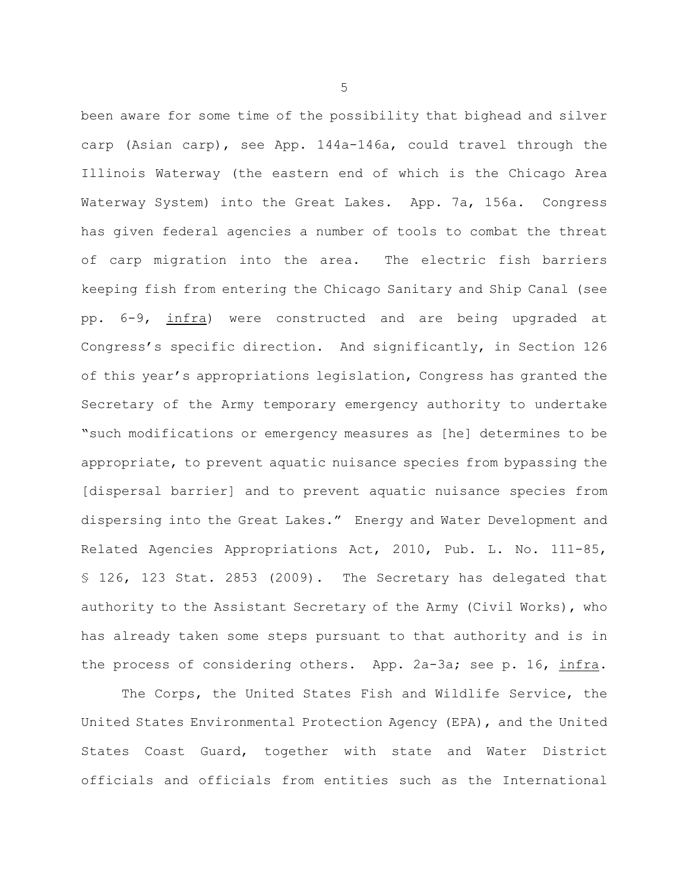been aware for some time of the possibility that bighead and silver carp (Asian carp), see App. 144a-146a, could travel through the Illinois Waterway (the eastern end of which is the Chicago Area Waterway System) into the Great Lakes. App. 7a, 156a. Congress has given federal agencies a number of tools to combat the threat of carp migration into the area. The electric fish barriers keeping fish from entering the Chicago Sanitary and Ship Canal (see pp. 6-9, infra) were constructed and are being upgraded at Congress's specific direction. And significantly, in Section 126 of this year's appropriations legislation, Congress has granted the Secretary of the Army temporary emergency authority to undertake "such modifications or emergency measures as [he] determines to be appropriate, to prevent aquatic nuisance species from bypassing the [dispersal barrier] and to prevent aquatic nuisance species from dispersing into the Great Lakes." Energy and Water Development and Related Agencies Appropriations Act, 2010, Pub. L. No. 111-85, § 126, 123 Stat. 2853 (2009). The Secretary has delegated that authority to the Assistant Secretary of the Army (Civil Works), who has already taken some steps pursuant to that authority and is in the process of considering others. App. 2a-3a; see p. 16, infra.

The Corps, the United States Fish and Wildlife Service, the United States Environmental Protection Agency (EPA), and the United States Coast Guard, together with state and Water District officials and officials from entities such as the International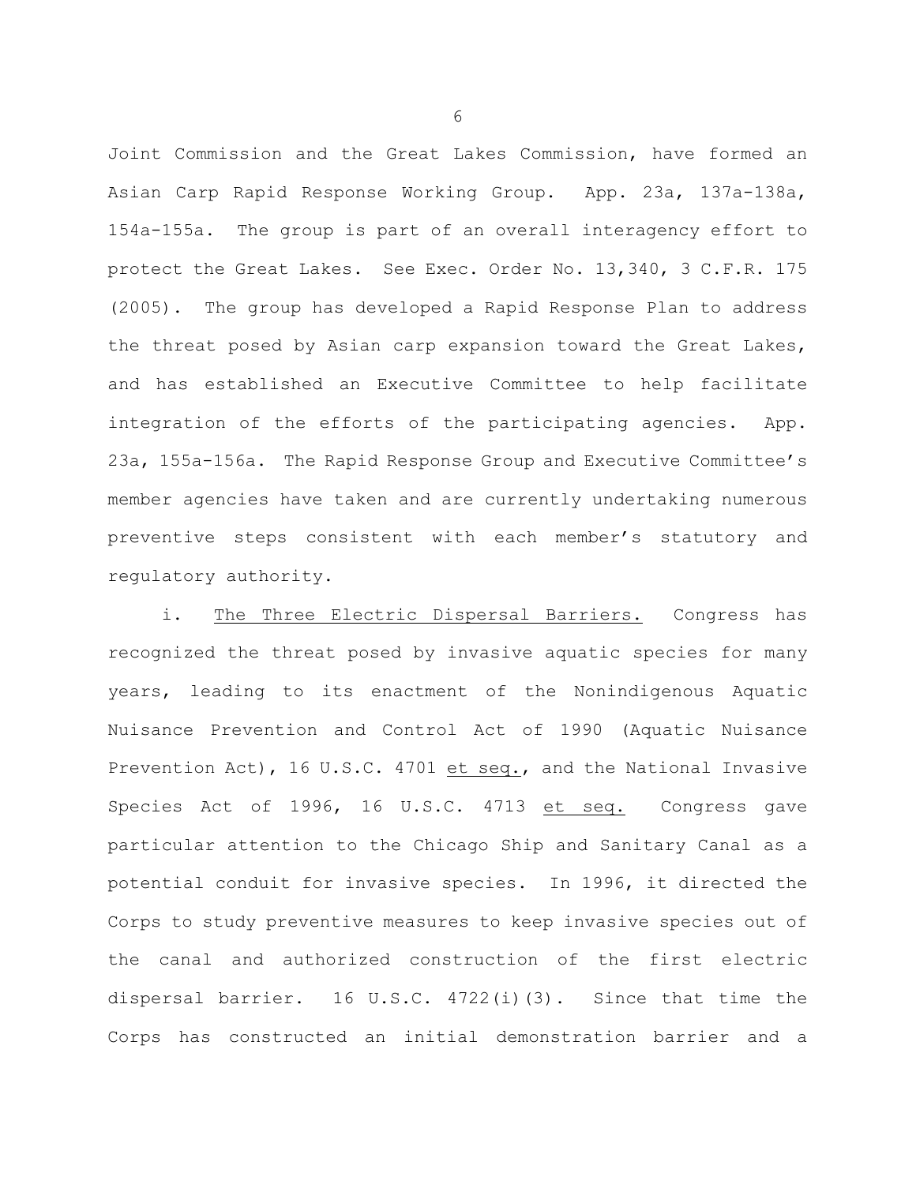Joint Commission and the Great Lakes Commission, have formed an Asian Carp Rapid Response Working Group. App. 23a, 137a-138a, 154a-155a. The group is part of an overall interagency effort to protect the Great Lakes. See Exec. Order No. 13,340, 3 C.F.R. 175 (2005). The group has developed a Rapid Response Plan to address the threat posed by Asian carp expansion toward the Great Lakes, and has established an Executive Committee to help facilitate integration of the efforts of the participating agencies. App. 23a, 155a-156a. The Rapid Response Group and Executive Committee's member agencies have taken and are currently undertaking numerous preventive steps consistent with each member's statutory and regulatory authority.

i. The Three Electric Dispersal Barriers. Congress has recognized the threat posed by invasive aquatic species for many years, leading to its enactment of the Nonindigenous Aquatic Nuisance Prevention and Control Act of 1990 (Aquatic Nuisance Prevention Act), 16 U.S.C. 4701 et seq., and the National Invasive Species Act of 1996, 16 U.S.C. 4713 et seq. Congress gave particular attention to the Chicago Ship and Sanitary Canal as a potential conduit for invasive species. In 1996, it directed the Corps to study preventive measures to keep invasive species out of the canal and authorized construction of the first electric dispersal barrier. 16 U.S.C. 4722(i)(3). Since that time the Corps has constructed an initial demonstration barrier and a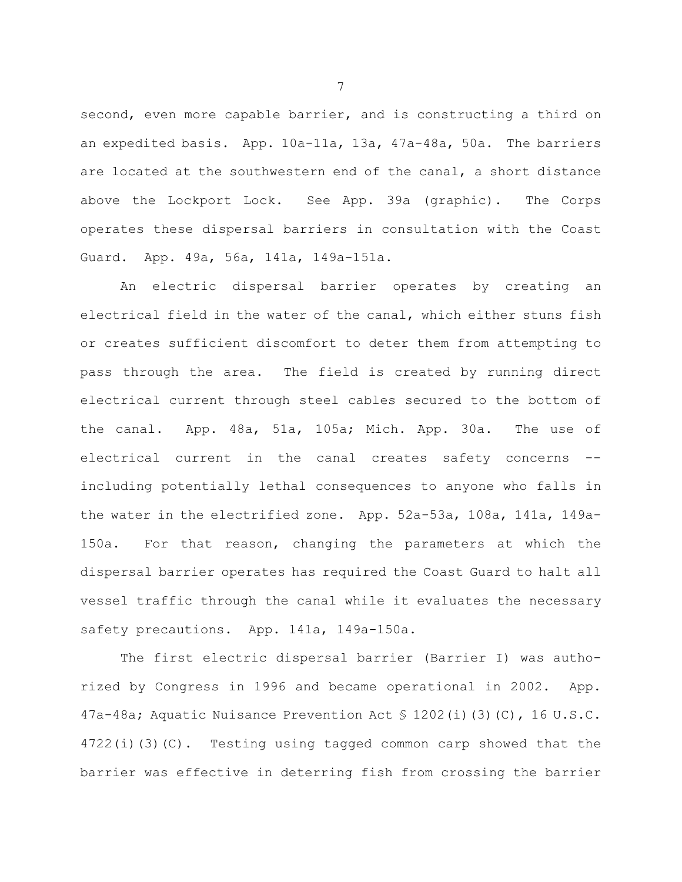second, even more capable barrier, and is constructing a third on an expedited basis. App. 10a-11a, 13a, 47a-48a, 50a. The barriers are located at the southwestern end of the canal, a short distance above the Lockport Lock. See App. 39a (graphic). The Corps operates these dispersal barriers in consultation with the Coast Guard. App. 49a, 56a, 141a, 149a-151a.

An electric dispersal barrier operates by creating an electrical field in the water of the canal, which either stuns fish or creates sufficient discomfort to deter them from attempting to pass through the area. The field is created by running direct electrical current through steel cables secured to the bottom of the canal. App. 48a, 51a, 105a; Mich. App. 30a. The use of electrical current in the canal creates safety concerns -- including potentially lethal consequences to anyone who falls in the water in the electrified zone. App. 52a-53a, 108a, 141a, 149a-150a. For that reason, changing the parameters at which the dispersal barrier operates has required the Coast Guard to halt all vessel traffic through the canal while it evaluates the necessary safety precautions. App. 141a, 149a-150a.

The first electric dispersal barrier (Barrier I) was authorized by Congress in 1996 and became operational in 2002. App. 47a-48a; Aquatic Nuisance Prevention Act § 1202(i)(3)(C), 16 U.S.C. 4722(i)(3)(C). Testing using tagged common carp showed that the barrier was effective in deterring fish from crossing the barrier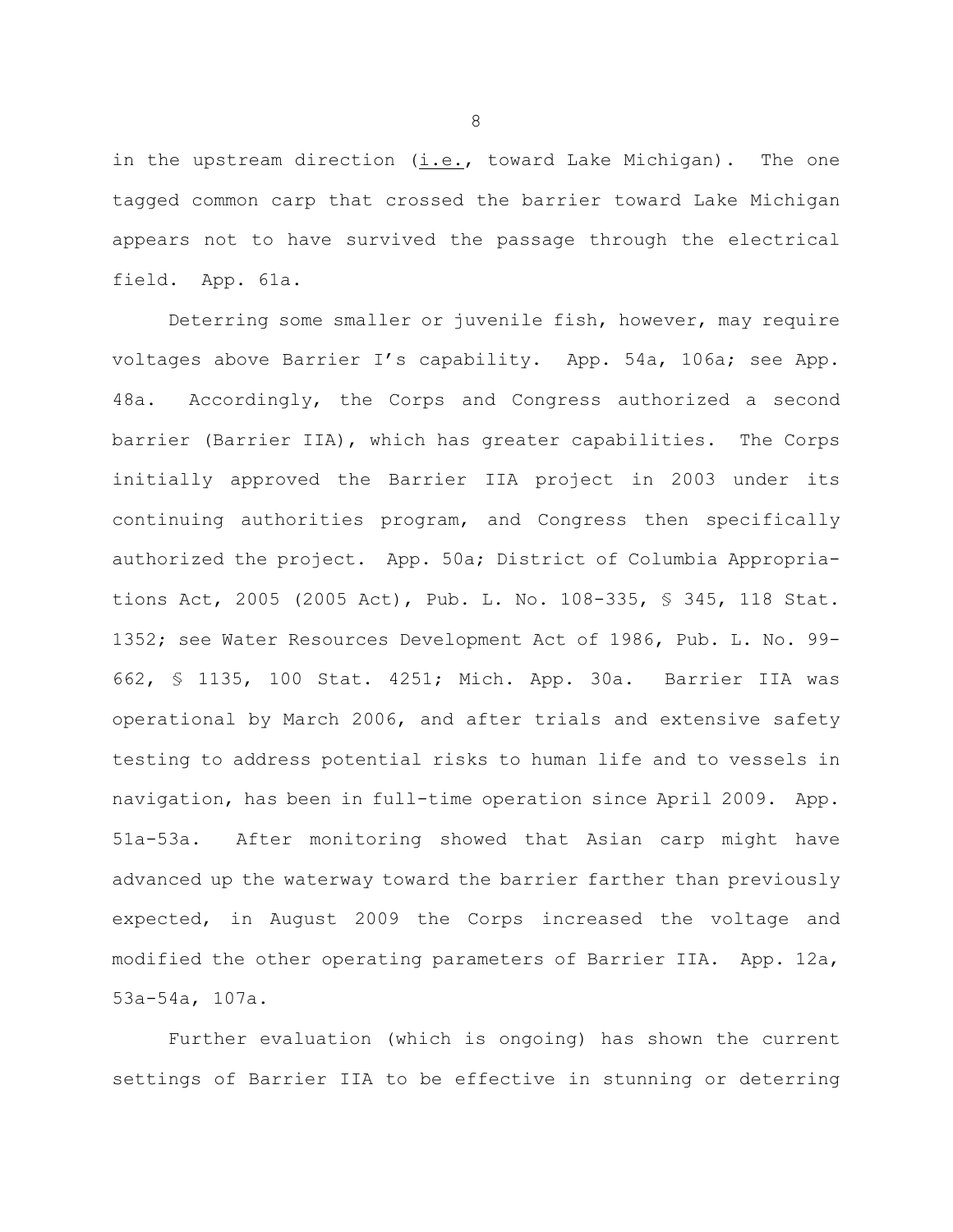in the upstream direction (i.e., toward Lake Michigan). The one tagged common carp that crossed the barrier toward Lake Michigan appears not to have survived the passage through the electrical field. App. 61a.

Deterring some smaller or juvenile fish, however, may require voltages above Barrier I's capability. App. 54a, 106a; see App. 48a. Accordingly, the Corps and Congress authorized a second barrier (Barrier IIA), which has greater capabilities. The Corps initially approved the Barrier IIA project in 2003 under its continuing authorities program, and Congress then specifically authorized the project. App. 50a; District of Columbia Appropriations Act, 2005 (2005 Act), Pub. L. No. 108-335, § 345, 118 Stat. 1352; see Water Resources Development Act of 1986, Pub. L. No. 99-662, § 1135, 100 Stat. 4251; Mich. App. 30a. Barrier IIA was operational by March 2006, and after trials and extensive safety testing to address potential risks to human life and to vessels in navigation, has been in full-time operation since April 2009. App. 51a-53a. After monitoring showed that Asian carp might have advanced up the waterway toward the barrier farther than previously expected, in August 2009 the Corps increased the voltage and modified the other operating parameters of Barrier IIA. App. 12a, 53a-54a, 107a.

Further evaluation (which is ongoing) has shown the current settings of Barrier IIA to be effective in stunning or deterring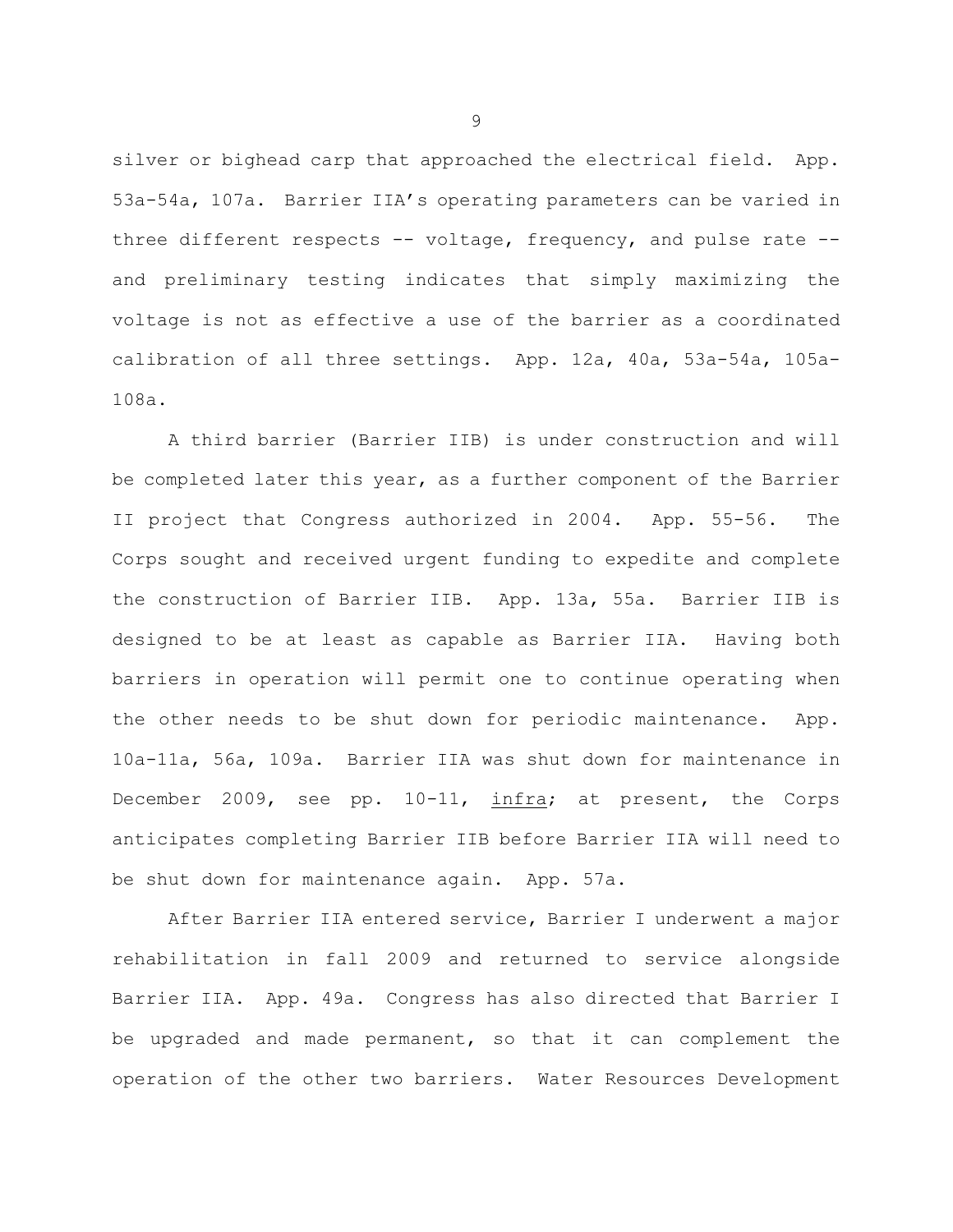silver or bighead carp that approached the electrical field. App. 53a-54a, 107a. Barrier IIA's operating parameters can be varied in three different respects -- voltage, frequency, and pulse rate -- and preliminary testing indicates that simply maximizing the voltage is not as effective a use of the barrier as a coordinated calibration of all three settings. App. 12a, 40a, 53a-54a, 105a-108a.

A third barrier (Barrier IIB) is under construction and will be completed later this year, as a further component of the Barrier II project that Congress authorized in 2004. App. 55-56. The Corps sought and received urgent funding to expedite and complete the construction of Barrier IIB. App. 13a, 55a. Barrier IIB is designed to be at least as capable as Barrier IIA. Having both barriers in operation will permit one to continue operating when the other needs to be shut down for periodic maintenance. App. 10a-11a, 56a, 109a. Barrier IIA was shut down for maintenance in December 2009, see pp. 10-11, infra; at present, the Corps anticipates completing Barrier IIB before Barrier IIA will need to be shut down for maintenance again. App. 57a.

After Barrier IIA entered service, Barrier I underwent a major rehabilitation in fall 2009 and returned to service alongside Barrier IIA. App. 49a. Congress has also directed that Barrier I be upgraded and made permanent, so that it can complement the operation of the other two barriers. Water Resources Development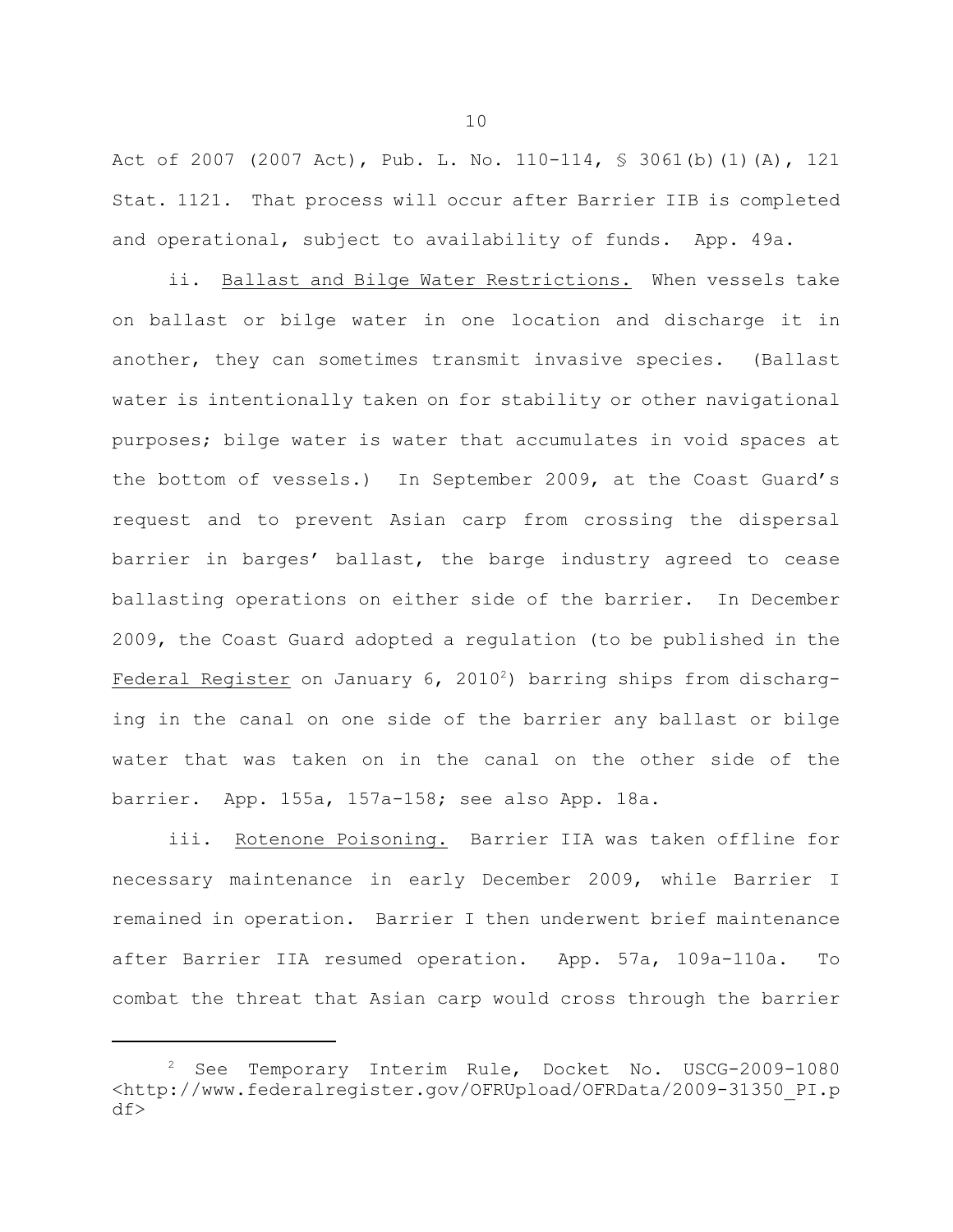Act of 2007 (2007 Act), Pub. L. No. 110-114, § 3061(b)(1)(A), 121 Stat. 1121. That process will occur after Barrier IIB is completed and operational, subject to availability of funds. App. 49a.

ii. Ballast and Bilge Water Restrictions. When vessels take on ballast or bilge water in one location and discharge it in another, they can sometimes transmit invasive species. (Ballast water is intentionally taken on for stability or other navigational purposes; bilge water is water that accumulates in void spaces at the bottom of vessels.) In September 2009, at the Coast Guard's request and to prevent Asian carp from crossing the dispersal barrier in barges' ballast, the barge industry agreed to cease ballasting operations on either side of the barrier. In December 2009, the Coast Guard adopted a regulation (to be published in the Federal Register on January 6, 2010[2]) barring ships from discharging in the canal on one side of the barrier any ballast or bilge water that was taken on in the canal on the other side of the barrier. App. 155a, 157a-158; see also App. 18a.

iii. Rotenone Poisoning. Barrier IIA was taken offline for necessary maintenance in early December 2009, while Barrier I remained in operation. Barrier I then underwent brief maintenance after Barrier IIA resumed operation. App. 57a, 109a-110a. To combat the threat that Asian carp would cross through the barrier

---

[2] See Temporary Interim Rule, Docket No. USCG-2009-1080 <http://www.federalregister.gov/OFRUpload/OFRData/2009-31350_PI.pdf>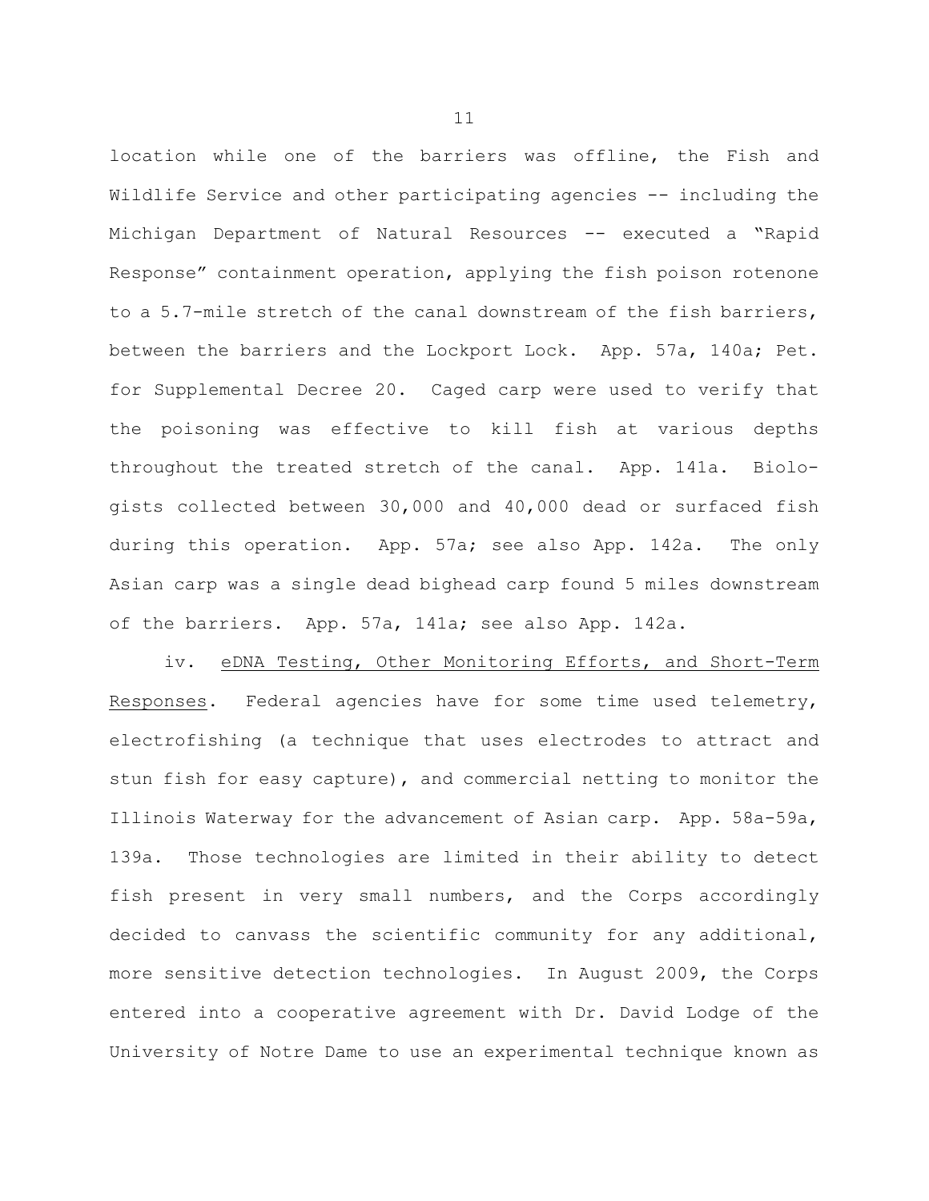location while one of the barriers was offline, the Fish and Wildlife Service and other participating agencies -- including the Michigan Department of Natural Resources -- executed a "Rapid Response" containment operation, applying the fish poison rotenone to a 5.7-mile stretch of the canal downstream of the fish barriers, between the barriers and the Lockport Lock. App. 57a, 140a; Pet. for Supplemental Decree 20. Caged carp were used to verify that the poisoning was effective to kill fish at various depths throughout the treated stretch of the canal. App. 141a. Biologists collected between 30,000 and 40,000 dead or surfaced fish during this operation. App. 57a; see also App. 142a. The only Asian carp was a single dead bighead carp found 5 miles downstream of the barriers. App. 57a, 141a; see also App. 142a.

iv. <u>eDNA Testing, Other Monitoring Efforts, and Short-Term Responses</u>. Federal agencies have for some time used telemetry, electrofishing (a technique that uses electrodes to attract and stun fish for easy capture), and commercial netting to monitor the Illinois Waterway for the advancement of Asian carp. App. 58a-59a, 139a. Those technologies are limited in their ability to detect fish present in very small numbers, and the Corps accordingly decided to canvass the scientific community for any additional, more sensitive detection technologies. In August 2009, the Corps entered into a cooperative agreement with Dr. David Lodge of the University of Notre Dame to use an experimental technique known as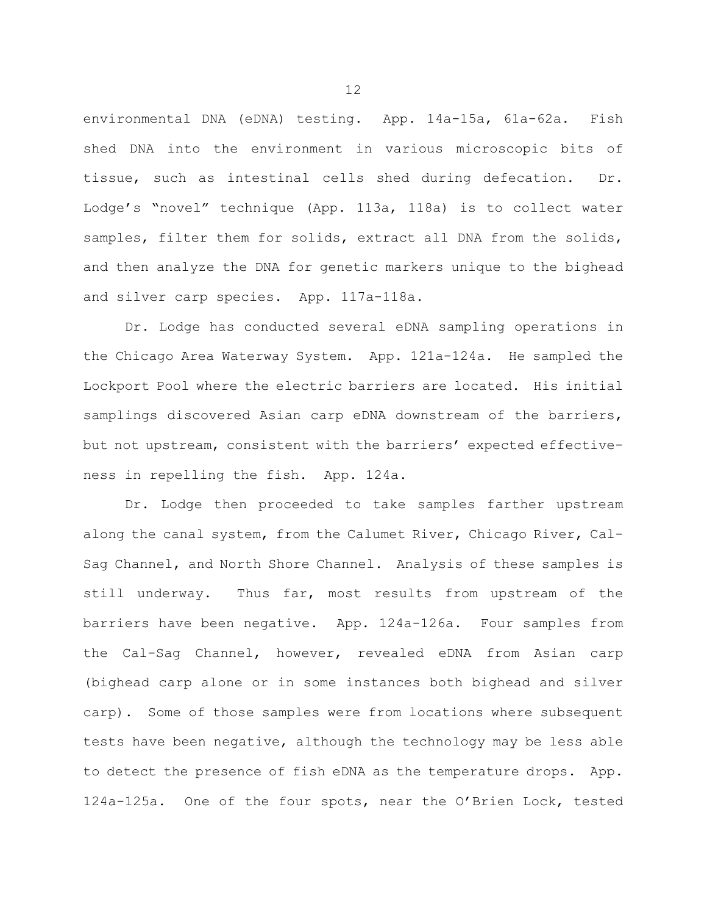environmental DNA (eDNA) testing. App. 14a-15a, 61a-62a. Fish shed DNA into the environment in various microscopic bits of tissue, such as intestinal cells shed during defecation. Dr. Lodge's "novel" technique (App. 113a, 118a) is to collect water samples, filter them for solids, extract all DNA from the solids, and then analyze the DNA for genetic markers unique to the bighead and silver carp species. App. 117a-118a.

Dr. Lodge has conducted several eDNA sampling operations in the Chicago Area Waterway System. App. 121a-124a. He sampled the Lockport Pool where the electric barriers are located. His initial samplings discovered Asian carp eDNA downstream of the barriers, but not upstream, consistent with the barriers' expected effectiveness in repelling the fish. App. 124a.

Dr. Lodge then proceeded to take samples farther upstream along the canal system, from the Calumet River, Chicago River, Cal-Sag Channel, and North Shore Channel. Analysis of these samples is still underway. Thus far, most results from upstream of the barriers have been negative. App. 124a-126a. Four samples from the Cal-Sag Channel, however, revealed eDNA from Asian carp (bighead carp alone or in some instances both bighead and silver carp). Some of those samples were from locations where subsequent tests have been negative, although the technology may be less able to detect the presence of fish eDNA as the temperature drops. App. 124a-125a. One of the four spots, near the O'Brien Lock, tested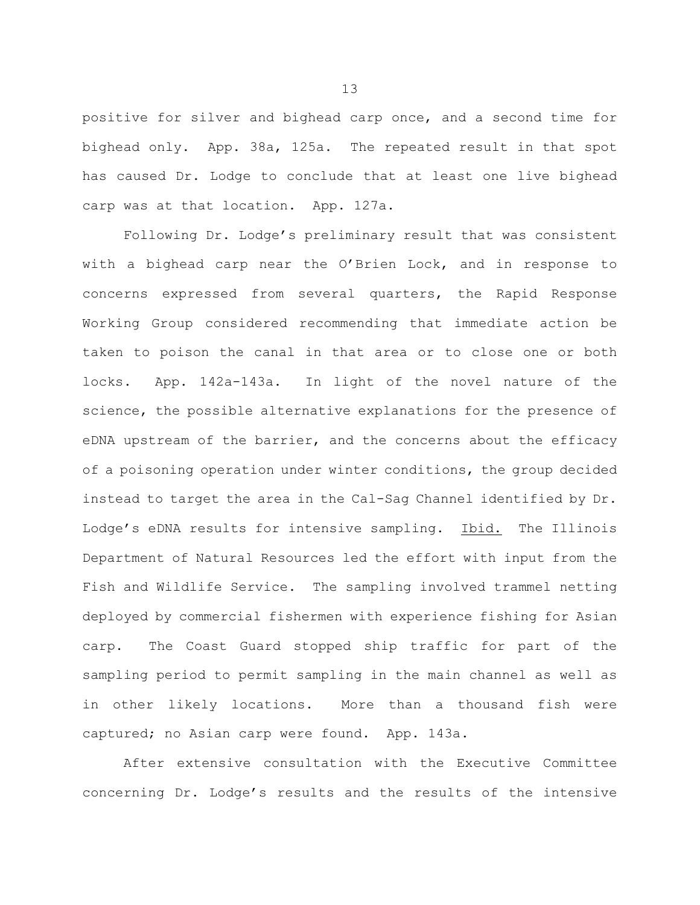positive for silver and bighead carp once, and a second time for bighead only. App. 38a, 125a. The repeated result in that spot has caused Dr. Lodge to conclude that at least one live bighead carp was at that location. App. 127a.

Following Dr. Lodge's preliminary result that was consistent with a bighead carp near the O'Brien Lock, and in response to concerns expressed from several quarters, the Rapid Response Working Group considered recommending that immediate action be taken to poison the canal in that area or to close one or both locks. App. 142a-143a. In light of the novel nature of the science, the possible alternative explanations for the presence of eDNA upstream of the barrier, and the concerns about the efficacy of a poisoning operation under winter conditions, the group decided instead to target the area in the Cal-Sag Channel identified by Dr. Lodge's eDNA results for intensive sampling. Ibid. The Illinois Department of Natural Resources led the effort with input from the Fish and Wildlife Service. The sampling involved trammel netting deployed by commercial fishermen with experience fishing for Asian carp. The Coast Guard stopped ship traffic for part of the sampling period to permit sampling in the main channel as well as in other likely locations. More than a thousand fish were captured; no Asian carp were found. App. 143a.

After extensive consultation with the Executive Committee concerning Dr. Lodge's results and the results of the intensive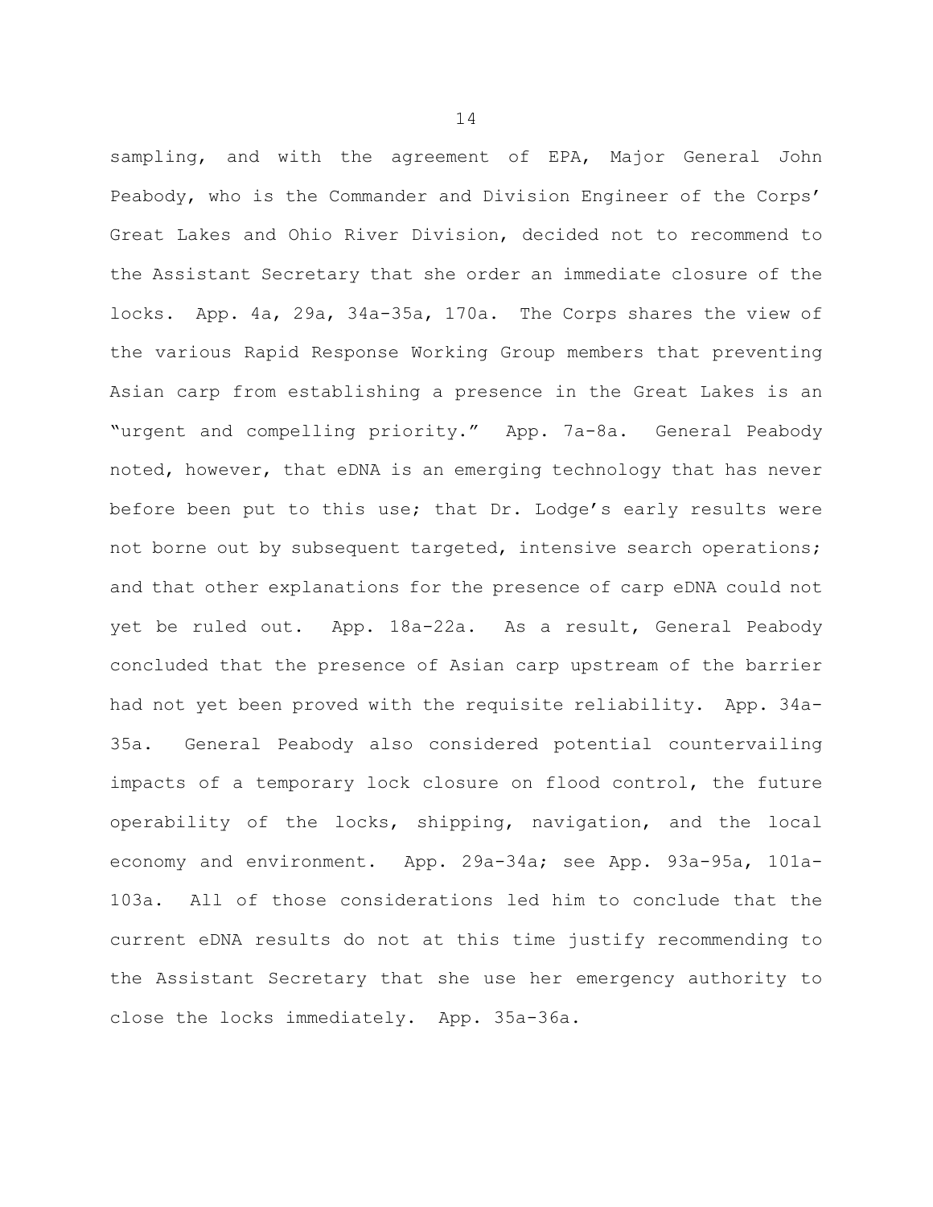sampling, and with the agreement of EPA, Major General John Peabody, who is the Commander and Division Engineer of the Corps' Great Lakes and Ohio River Division, decided not to recommend to the Assistant Secretary that she order an immediate closure of the locks. App. 4a, 29a, 34a-35a, 170a. The Corps shares the view of the various Rapid Response Working Group members that preventing Asian carp from establishing a presence in the Great Lakes is an "urgent and compelling priority." App. 7a-8a. General Peabody noted, however, that eDNA is an emerging technology that has never before been put to this use; that Dr. Lodge's early results were not borne out by subsequent targeted, intensive search operations; and that other explanations for the presence of carp eDNA could not yet be ruled out. App. 18a-22a. As a result, General Peabody concluded that the presence of Asian carp upstream of the barrier had not yet been proved with the requisite reliability. App. 34a-35a. General Peabody also considered potential countervailing impacts of a temporary lock closure on flood control, the future operability of the locks, shipping, navigation, and the local economy and environment. App. 29a-34a; see App. 93a-95a, 101a-103a. All of those considerations led him to conclude that the current eDNA results do not at this time justify recommending to the Assistant Secretary that she use her emergency authority to close the locks immediately. App. 35a-36a.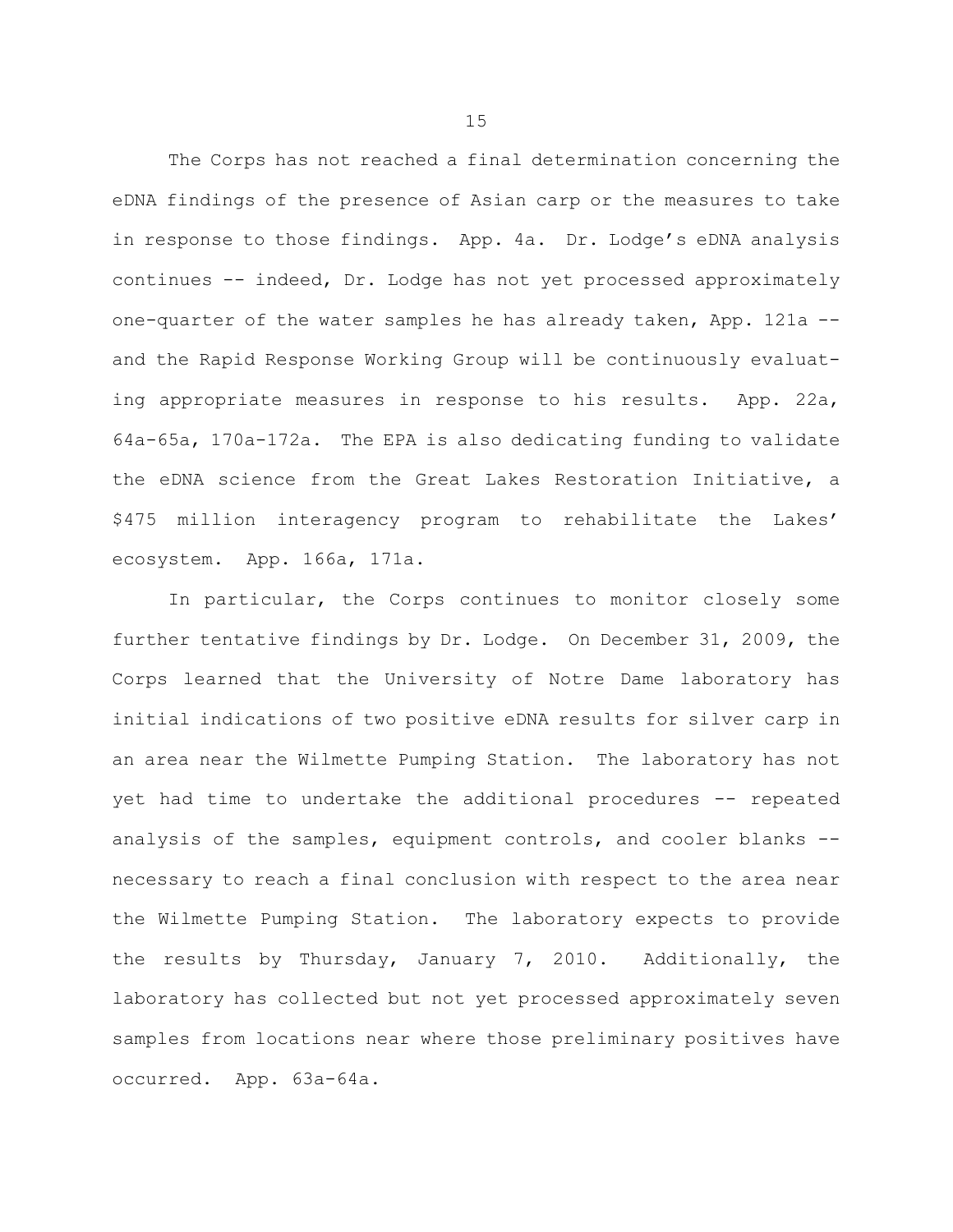The Corps has not reached a final determination concerning the eDNA findings of the presence of Asian carp or the measures to take in response to those findings. App. 4a. Dr. Lodge's eDNA analysis continues -- indeed, Dr. Lodge has not yet processed approximately one-quarter of the water samples he has already taken, App. 121a -- and the Rapid Response Working Group will be continuously evaluating appropriate measures in response to his results. App. 22a, 64a-65a, 170a-172a. The EPA is also dedicating funding to validate the eDNA science from the Great Lakes Restoration Initiative, a $475 million interagency program to rehabilitate the Lakes' ecosystem. App. 166a, 171a.

In particular, the Corps continues to monitor closely some further tentative findings by Dr. Lodge. On December 31, 2009, the Corps learned that the University of Notre Dame laboratory has initial indications of two positive eDNA results for silver carp in an area near the Wilmette Pumping Station. The laboratory has not yet had time to undertake the additional procedures -- repeated analysis of the samples, equipment controls, and cooler blanks -- necessary to reach a final conclusion with respect to the area near the Wilmette Pumping Station. The laboratory expects to provide the results by Thursday, January 7, 2010. Additionally, the laboratory has collected but not yet processed approximately seven samples from locations near where those preliminary positives have occurred. App. 63a-64a.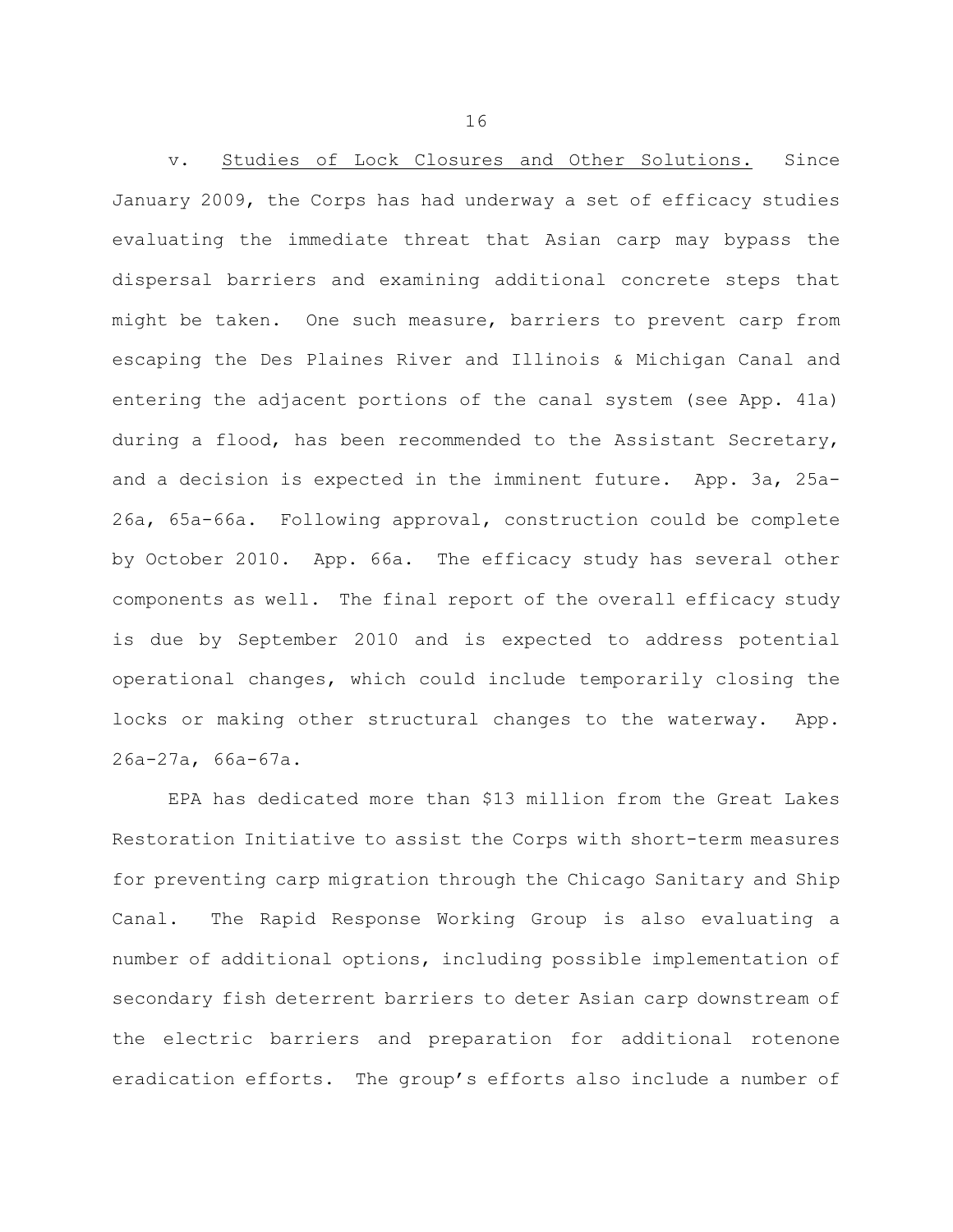v. Studies of Lock Closures and Other Solutions. Since January 2009, the Corps has had underway a set of efficacy studies evaluating the immediate threat that Asian carp may bypass the dispersal barriers and examining additional concrete steps that might be taken. One such measure, barriers to prevent carp from escaping the Des Plaines River and Illinois & Michigan Canal and entering the adjacent portions of the canal system (see App. 41a) during a flood, has been recommended to the Assistant Secretary, and a decision is expected in the imminent future. App. 3a, 25a-26a, 65a-66a. Following approval, construction could be complete by October 2010. App. 66a. The efficacy study has several other components as well. The final report of the overall efficacy study is due by September 2010 and is expected to address potential operational changes, which could include temporarily closing the locks or making other structural changes to the waterway. App. 26a-27a, 66a-67a.

EPA has dedicated more than $13 million from the Great Lakes Restoration Initiative to assist the Corps with short-term measures for preventing carp migration through the Chicago Sanitary and Ship Canal. The Rapid Response Working Group is also evaluating a number of additional options, including possible implementation of secondary fish deterrent barriers to deter Asian carp downstream of the electric barriers and preparation for additional rotenone eradication efforts. The group's efforts also include a number of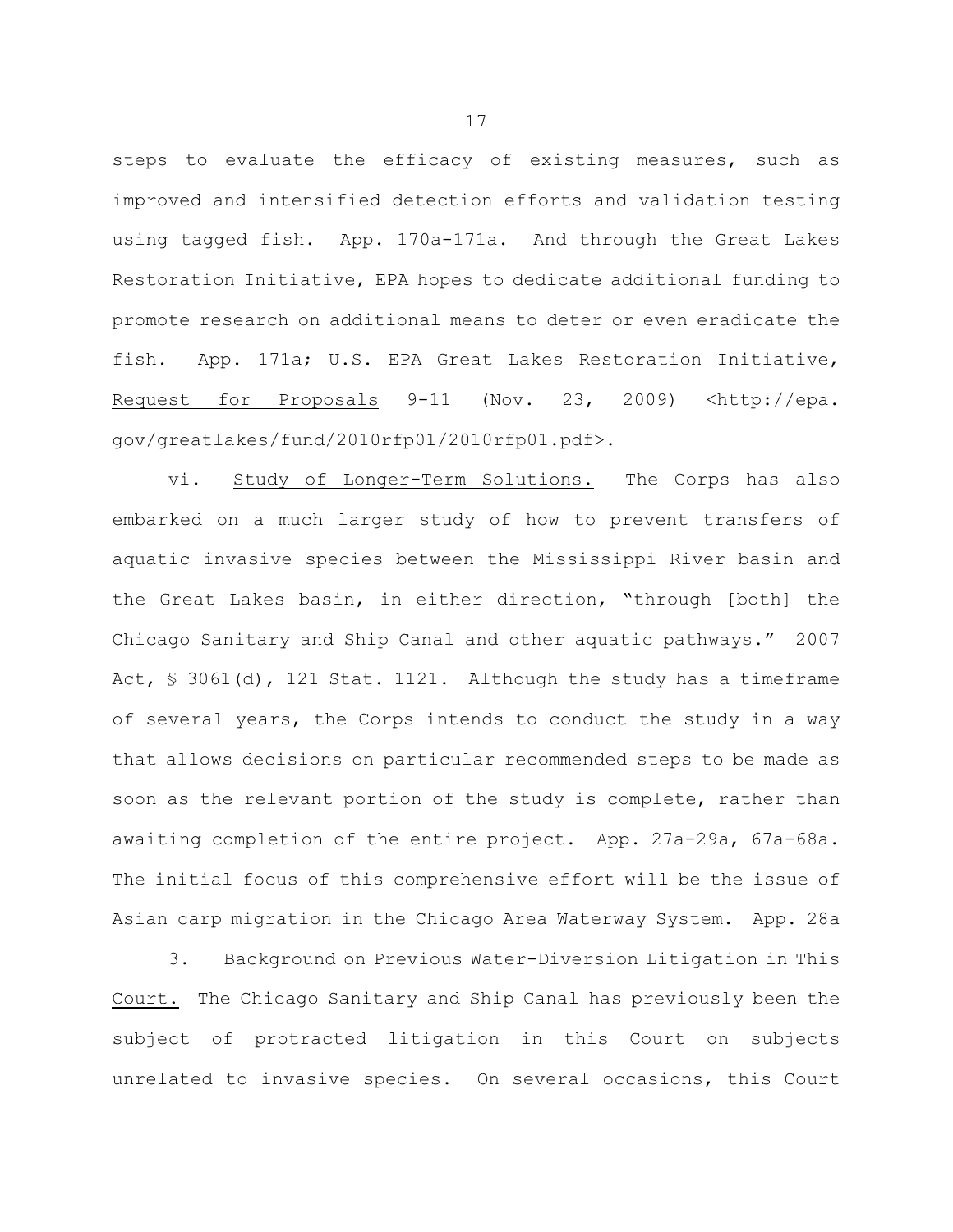steps to evaluate the efficacy of existing measures, such as improved and intensified detection efforts and validation testing using tagged fish. App. 170a-171a. And through the Great Lakes Restoration Initiative, EPA hopes to dedicate additional funding to promote research on additional means to deter or even eradicate the fish. App. 171a; U.S. EPA Great Lakes Restoration Initiative, Request for Proposals 9-11 (Nov. 23, 2009) <http://epa.gov/greatlakes/fund/2010rfp01/2010rfp01.pdf>.

vi. Study of Longer-Term Solutions. The Corps has also embarked on a much larger study of how to prevent transfers of aquatic invasive species between the Mississippi River basin and the Great Lakes basin, in either direction, "through [both] the Chicago Sanitary and Ship Canal and other aquatic pathways." 2007 Act, § 3061(d), 121 Stat. 1121. Although the study has a timeframe of several years, the Corps intends to conduct the study in a way that allows decisions on particular recommended steps to be made as soon as the relevant portion of the study is complete, rather than awaiting completion of the entire project. App. 27a-29a, 67a-68a. The initial focus of this comprehensive effort will be the issue of Asian carp migration in the Chicago Area Waterway System. App. 28a

3. Background on Previous Water-Diversion Litigation in This Court. The Chicago Sanitary and Ship Canal has previously been the subject of protracted litigation in this Court on subjects unrelated to invasive species. On several occasions, this Court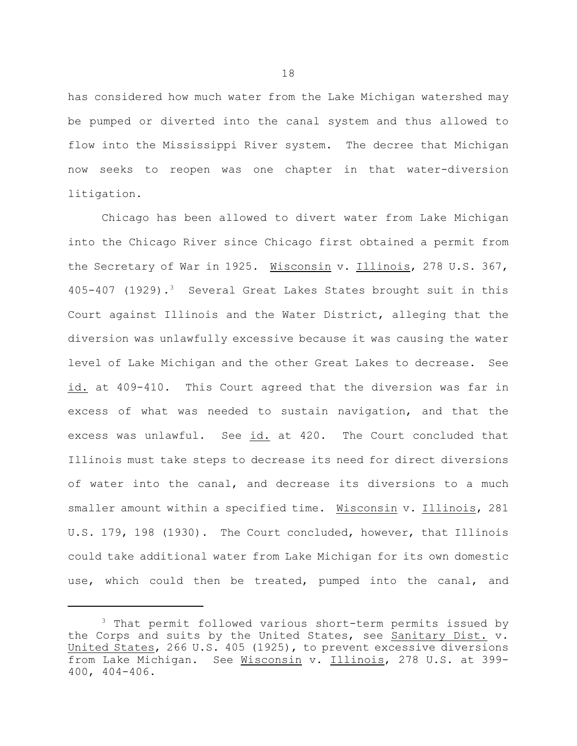has considered how much water from the Lake Michigan watershed may be pumped or diverted into the canal system and thus allowed to flow into the Mississippi River system. The decree that Michigan now seeks to reopen was one chapter in that water-diversion litigation.

Chicago has been allowed to divert water from Lake Michigan into the Chicago River since Chicago first obtained a permit from the Secretary of War in 1925. Wisconsin v. Illinois, 278 U.S. 367, 405-407 (1929).[3] Several Great Lakes States brought suit in this Court against Illinois and the Water District, alleging that the diversion was unlawfully excessive because it was causing the water level of Lake Michigan and the other Great Lakes to decrease. See id. at 409-410. This Court agreed that the diversion was far in excess of what was needed to sustain navigation, and that the excess was unlawful. See id. at 420. The Court concluded that Illinois must take steps to decrease its need for direct diversions of water into the canal, and decrease its diversions to a much smaller amount within a specified time. Wisconsin v. Illinois, 281 U.S. 179, 198 (1930). The Court concluded, however, that Illinois could take additional water from Lake Michigan for its own domestic use, which could then be treated, pumped into the canal, and

---

[3] That permit followed various short-term permits issued by the Corps and suits by the United States, see Sanitary Dist. v. United States, 266 U.S. 405 (1925), to prevent excessive diversions from Lake Michigan. See Wisconsin v. Illinois, 278 U.S. at 399-400, 404-406.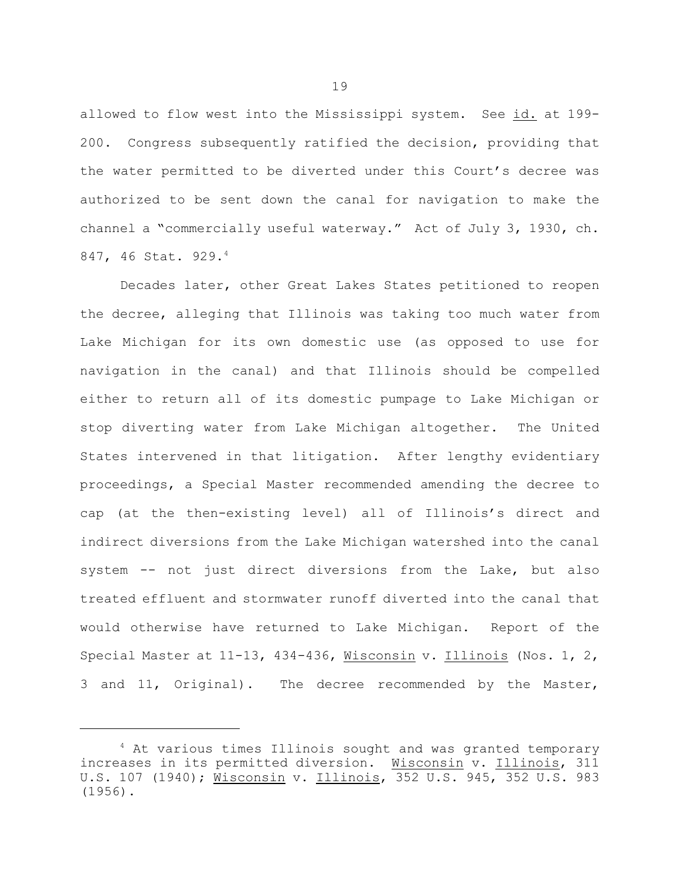allowed to flow west into the Mississippi system. See id. at 199-200. Congress subsequently ratified the decision, providing that the water permitted to be diverted under this Court's decree was authorized to be sent down the canal for navigation to make the channel a "commercially useful waterway." Act of July 3, 1930, ch. 847, 46 Stat. 929.[4]

Decades later, other Great Lakes States petitioned to reopen the decree, alleging that Illinois was taking too much water from Lake Michigan for its own domestic use (as opposed to use for navigation in the canal) and that Illinois should be compelled either to return all of its domestic pumpage to Lake Michigan or stop diverting water from Lake Michigan altogether. The United States intervened in that litigation. After lengthy evidentiary proceedings, a Special Master recommended amending the decree to cap (at the then-existing level) all of Illinois's direct and indirect diversions from the Lake Michigan watershed into the canal system -- not just direct diversions from the Lake, but also treated effluent and stormwater runoff diverted into the canal that would otherwise have returned to Lake Michigan. Report of the Special Master at 11-13, 434-436, Wisconsin v. Illinois (Nos. 1, 2, 3 and 11, Original). The decree recommended by the Master,

---

[4] At various times Illinois sought and was granted temporary increases in its permitted diversion. Wisconsin v. Illinois, 311 U.S. 107 (1940); Wisconsin v. Illinois, 352 U.S. 945, 352 U.S. 983 (1956).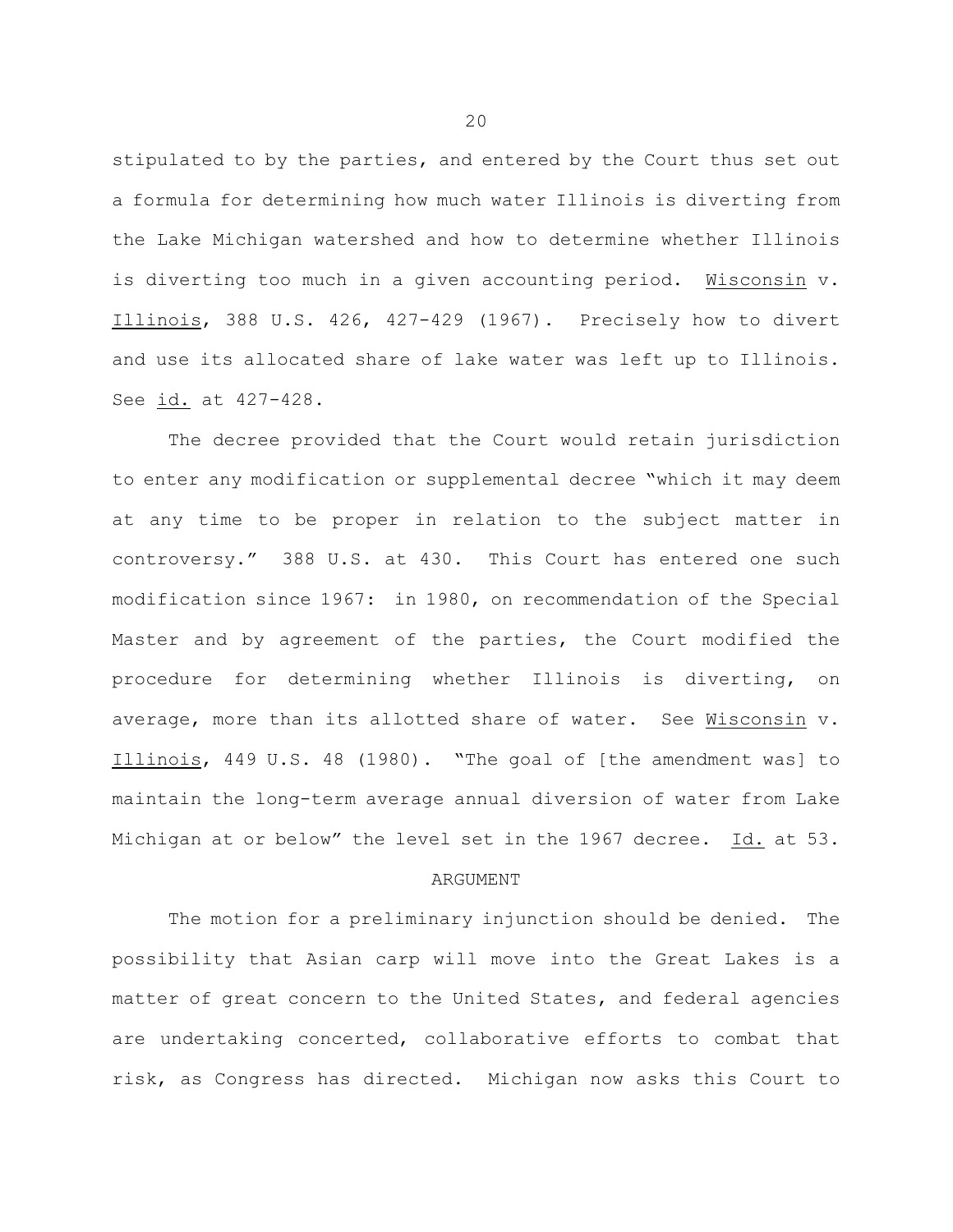stipulated to by the parties, and entered by the Court thus set out a formula for determining how much water Illinois is diverting from the Lake Michigan watershed and how to determine whether Illinois is diverting too much in a given accounting period. Wisconsin v. Illinois, 388 U.S. 426, 427-429 (1967). Precisely how to divert and use its allocated share of lake water was left up to Illinois. See id. at 427-428.

The decree provided that the Court would retain jurisdiction to enter any modification or supplemental decree "which it may deem at any time to be proper in relation to the subject matter in controversy." 388 U.S. at 430. This Court has entered one such modification since 1967: in 1980, on recommendation of the Special Master and by agreement of the parties, the Court modified the procedure for determining whether Illinois is diverting, on average, more than its allotted share of water. See Wisconsin v. Illinois, 449 U.S. 48 (1980). "The goal of [the amendment was] to maintain the long-term average annual diversion of water from Lake Michigan at or below" the level set in the 1967 decree. Id. at 53.

## ARGUMENT

The motion for a preliminary injunction should be denied. The possibility that Asian carp will move into the Great Lakes is a matter of great concern to the United States, and federal agencies are undertaking concerted, collaborative efforts to combat that risk, as Congress has directed. Michigan now asks this Court to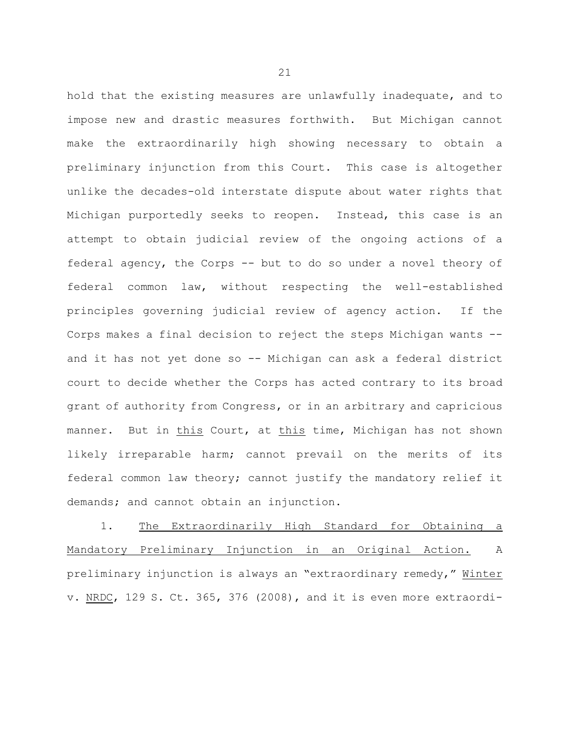hold that the existing measures are unlawfully inadequate, and to impose new and drastic measures forthwith. But Michigan cannot make the extraordinarily high showing necessary to obtain a preliminary injunction from this Court. This case is altogether unlike the decades-old interstate dispute about water rights that Michigan purportedly seeks to reopen. Instead, this case is an attempt to obtain judicial review of the ongoing actions of a federal agency, the Corps -- but to do so under a novel theory of federal common law, without respecting the well-established principles governing judicial review of agency action. If the Corps makes a final decision to reject the steps Michigan wants -- and it has not yet done so -- Michigan can ask a federal district court to decide whether the Corps has acted contrary to its broad grant of authority from Congress, or in an arbitrary and capricious manner. But in _this_ Court, at _this_ time, Michigan has not shown likely irreparable harm; cannot prevail on the merits of its federal common law theory; cannot justify the mandatory relief it demands; and cannot obtain an injunction.

1. _The Extraordinarily High Standard for Obtaining a Mandatory Preliminary Injunction in an Original Action._ A preliminary injunction is always an "extraordinary remedy," _Winter_ v. _NRDC_, 129 S. Ct. 365, 376 (2008), and it is even more extraordi-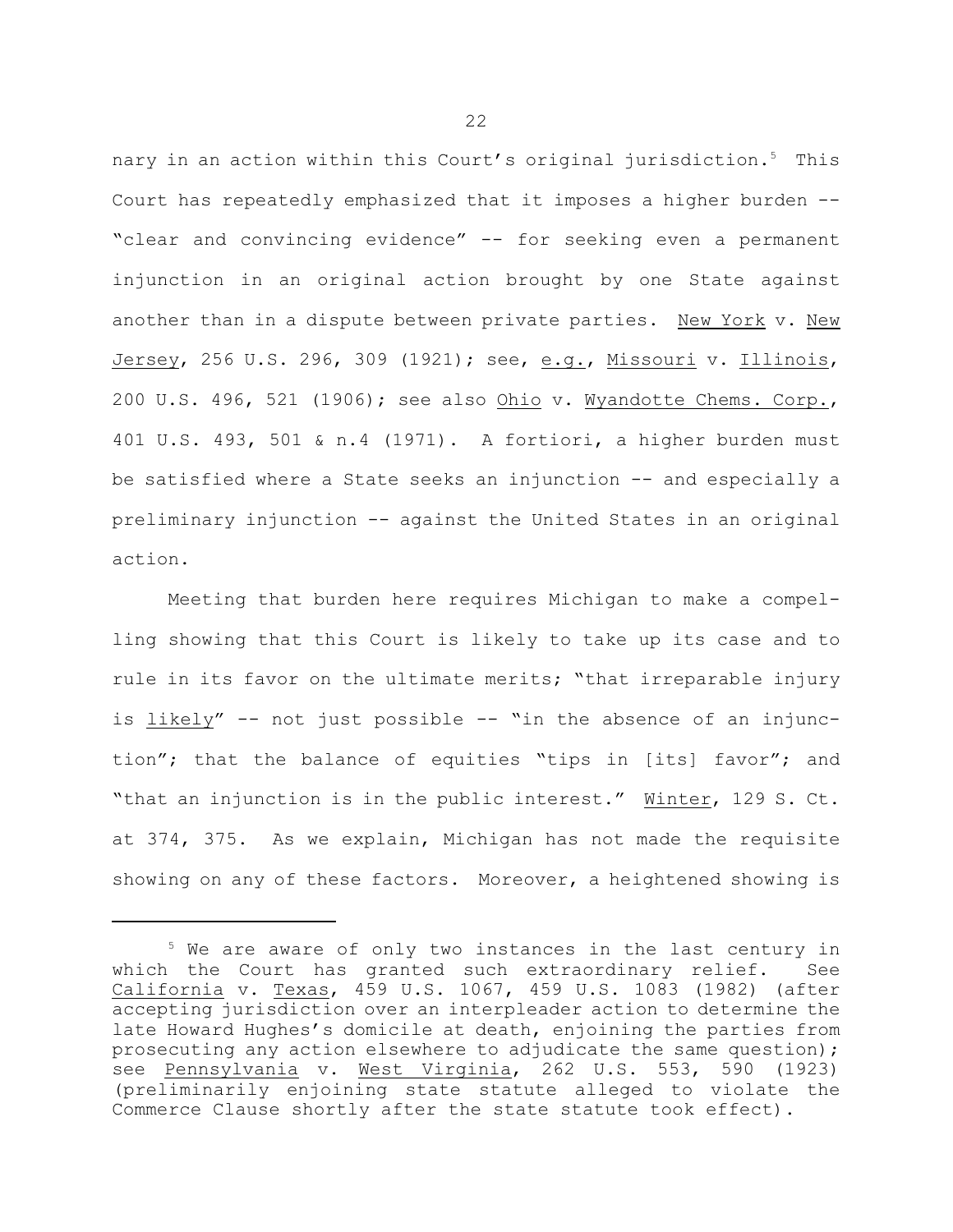nary in an action within this Court's original jurisdiction.[5] This Court has repeatedly emphasized that it imposes a higher burden -- "clear and convincing evidence" -- for seeking even a permanent injunction in an original action brought by one State against another than in a dispute between private parties. New York v. New Jersey, 256 U.S. 296, 309 (1921); see, e.g., Missouri v. Illinois, 200 U.S. 496, 521 (1906); see also Ohio v. Wyandotte Chems. Corp., 401 U.S. 493, 501 & n.4 (1971). A fortiori, a higher burden must be satisfied where a State seeks an injunction -- and especially a preliminary injunction -- against the United States in an original action.

Meeting that burden here requires Michigan to make a compelling showing that this Court is likely to take up its case and to rule in its favor on the ultimate merits; "that irreparable injury is likely" -- not just possible -- "in the absence of an injunction"; that the balance of equities "tips in [its] favor"; and "that an injunction is in the public interest." Winter, 129 S. Ct. at 374, 375. As we explain, Michigan has not made the requisite showing on any of these factors. Moreover, a heightened showing is

[5] We are aware of only two instances in the last century in which the Court has granted such extraordinary relief. See California v. Texas, 459 U.S. 1067, 459 U.S. 1083 (1982) (after accepting jurisdiction over an interpleader action to determine the late Howard Hughes's domicile at death, enjoining the parties from prosecuting any action elsewhere to adjudicate the same question); see Pennsylvania v. West Virginia, 262 U.S. 553, 590 (1923) (preliminarily enjoining state statute alleged to violate the Commerce Clause shortly after the state statute took effect).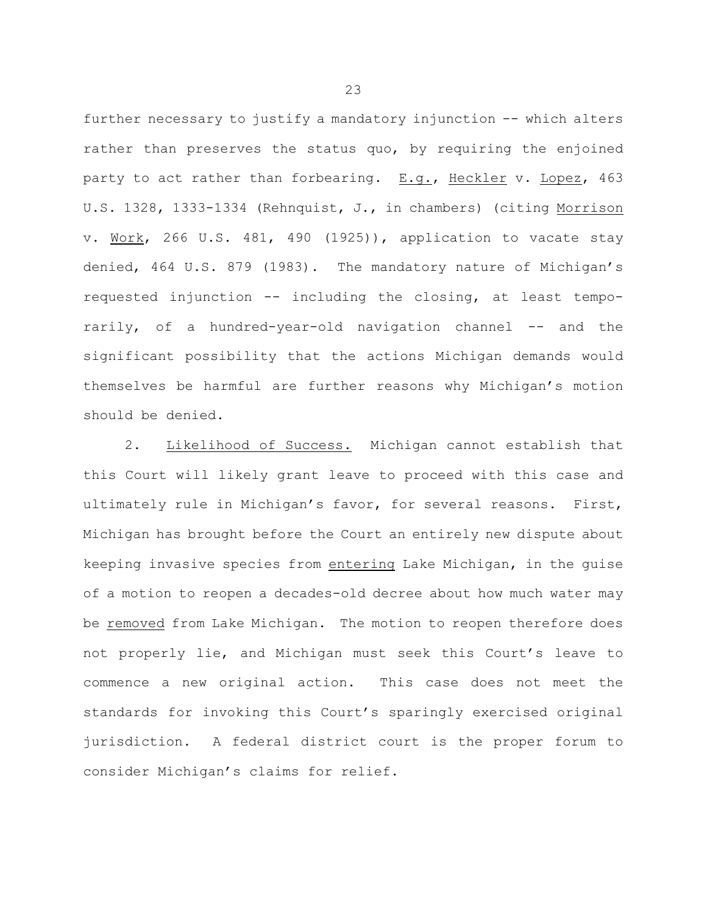further necessary to justify a mandatory injunction -- which alters rather than preserves the status quo, by requiring the enjoined party to act rather than forbearing. E.g., Heckler v. Lopez, 463 U.S. 1328, 1333-1334 (Rehnquist, J., in chambers) (citing Morrison v. Work, 266 U.S. 481, 490 (1925)), application to vacate stay denied, 464 U.S. 879 (1983). The mandatory nature of Michigan's requested injunction -- including the closing, at least temporarily, of a hundred-year-old navigation channel -- and the significant possibility that the actions Michigan demands would themselves be harmful are further reasons why Michigan's motion should be denied.

2. Likelihood of Success. Michigan cannot establish that this Court will likely grant leave to proceed with this case and ultimately rule in Michigan's favor, for several reasons. First, Michigan has brought before the Court an entirely new dispute about keeping invasive species from entering Lake Michigan, in the guise of a motion to reopen a decades-old decree about how much water may be removed from Lake Michigan. The motion to reopen therefore does not properly lie, and Michigan must seek this Court's leave to commence a new original action. This case does not meet the standards for invoking this Court's sparingly exercised original jurisdiction. A federal district court is the proper forum to consider Michigan's claims for relief.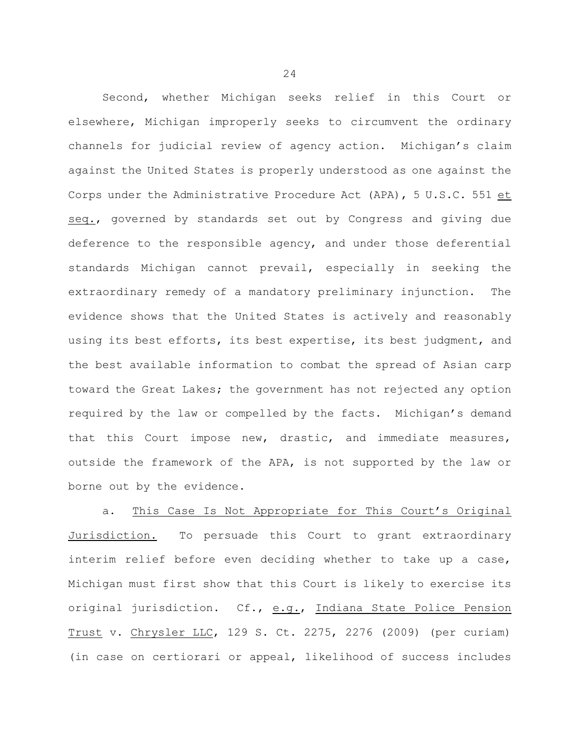Second, whether Michigan seeks relief in this Court or elsewhere, Michigan improperly seeks to circumvent the ordinary channels for judicial review of agency action. Michigan's claim against the United States is properly understood as one against the Corps under the Administrative Procedure Act (APA), 5 U.S.C. 551 et seq., governed by standards set out by Congress and giving due deference to the responsible agency, and under those deferential standards Michigan cannot prevail, especially in seeking the extraordinary remedy of a mandatory preliminary injunction. The evidence shows that the United States is actively and reasonably using its best efforts, its best expertise, its best judgment, and the best available information to combat the spread of Asian carp toward the Great Lakes; the government has not rejected any option required by the law or compelled by the facts. Michigan's demand that this Court impose new, drastic, and immediate measures, outside the framework of the APA, is not supported by the law or borne out by the evidence.

a. This Case Is Not Appropriate for This Court's Original Jurisdiction. To persuade this Court to grant extraordinary interim relief before even deciding whether to take up a case, Michigan must first show that this Court is likely to exercise its original jurisdiction. Cf., e.g., Indiana State Police Pension Trust v. Chrysler LLC, 129 S. Ct. 2275, 2276 (2009) (per curiam) (in case on certiorari or appeal, likelihood of success includes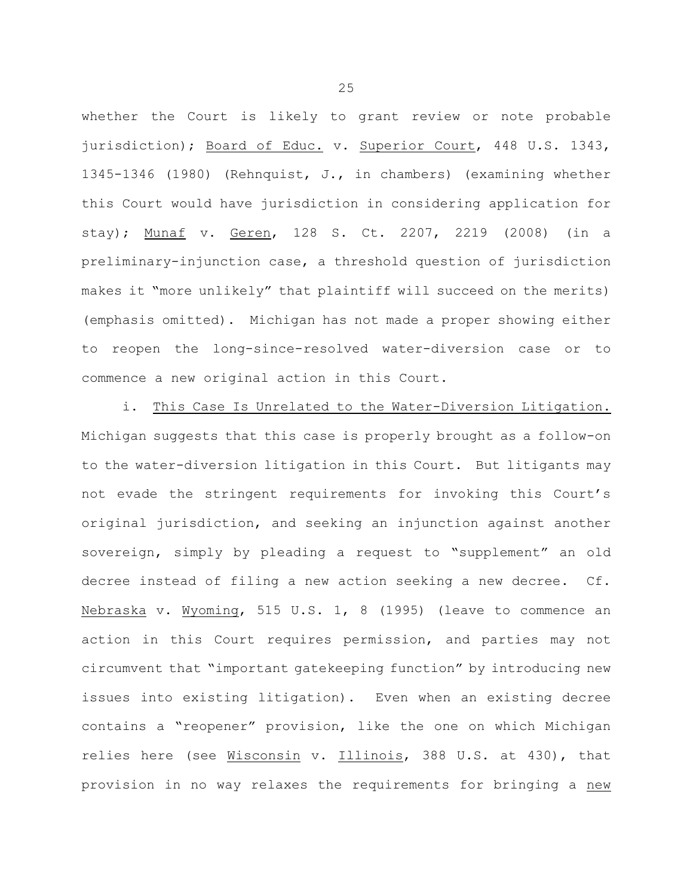whether the Court is likely to grant review or note probable jurisdiction); Board of Educ. v. Superior Court, 448 U.S. 1343, 1345-1346 (1980) (Rehnquist, J., in chambers) (examining whether this Court would have jurisdiction in considering application for stay); Munaf v. Geren, 128 S. Ct. 2207, 2219 (2008) (in a preliminary-injunction case, a threshold question of jurisdiction makes it "more unlikely" that plaintiff will succeed on the merits) (emphasis omitted). Michigan has not made a proper showing either to reopen the long-since-resolved water-diversion case or to commence a new original action in this Court.

i. This Case Is Unrelated to the Water-Diversion Litigation. Michigan suggests that this case is properly brought as a follow-on to the water-diversion litigation in this Court. But litigants may not evade the stringent requirements for invoking this Court's original jurisdiction, and seeking an injunction against another sovereign, simply by pleading a request to "supplement" an old decree instead of filing a new action seeking a new decree. Cf. Nebraska v. Wyoming, 515 U.S. 1, 8 (1995) (leave to commence an action in this Court requires permission, and parties may not circumvent that "important gatekeeping function" by introducing new issues into existing litigation). Even when an existing decree contains a "reopener" provision, like the one on which Michigan relies here (see Wisconsin v. Illinois, 388 U.S. at 430), that provision in no way relaxes the requirements for bringing a new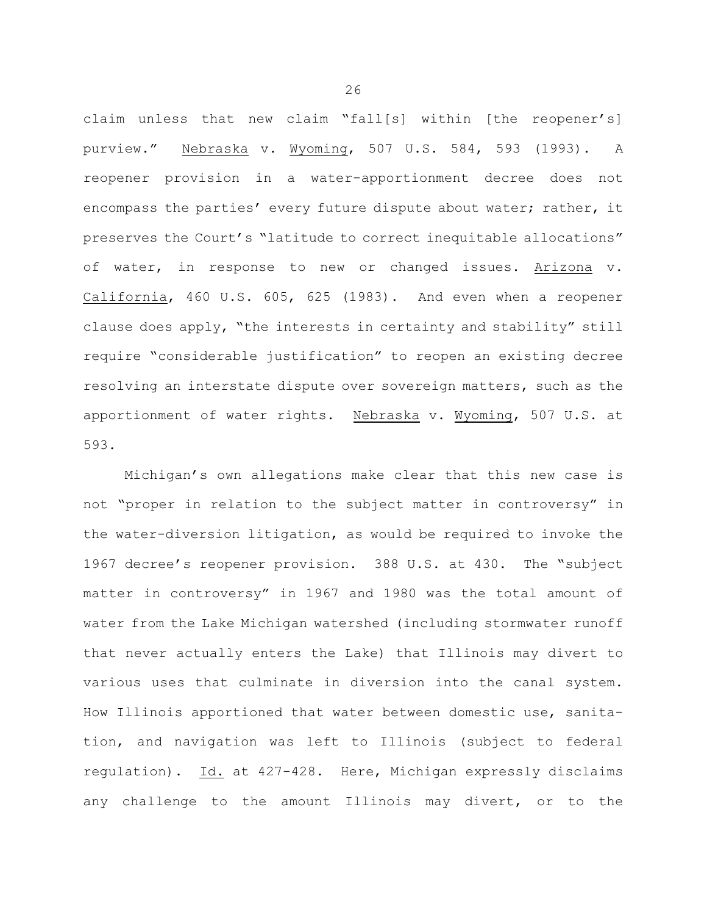claim unless that new claim "fall[s] within [the reopener's] purview." Nebraska v. Wyoming, 507 U.S. 584, 593 (1993). A reopener provision in a water-apportionment decree does not encompass the parties' every future dispute about water; rather, it preserves the Court's "latitude to correct inequitable allocations" of water, in response to new or changed issues. Arizona v. California, 460 U.S. 605, 625 (1983). And even when a reopener clause does apply, "the interests in certainty and stability" still require "considerable justification" to reopen an existing decree resolving an interstate dispute over sovereign matters, such as the apportionment of water rights. Nebraska v. Wyoming, 507 U.S. at 593.

Michigan's own allegations make clear that this new case is not "proper in relation to the subject matter in controversy" in the water-diversion litigation, as would be required to invoke the 1967 decree's reopener provision. 388 U.S. at 430. The "subject matter in controversy" in 1967 and 1980 was the total amount of water from the Lake Michigan watershed (including stormwater runoff that never actually enters the Lake) that Illinois may divert to various uses that culminate in diversion into the canal system. How Illinois apportioned that water between domestic use, sanitation, and navigation was left to Illinois (subject to federal regulation). Id. at 427-428. Here, Michigan expressly disclaims any challenge to the amount Illinois may divert, or to the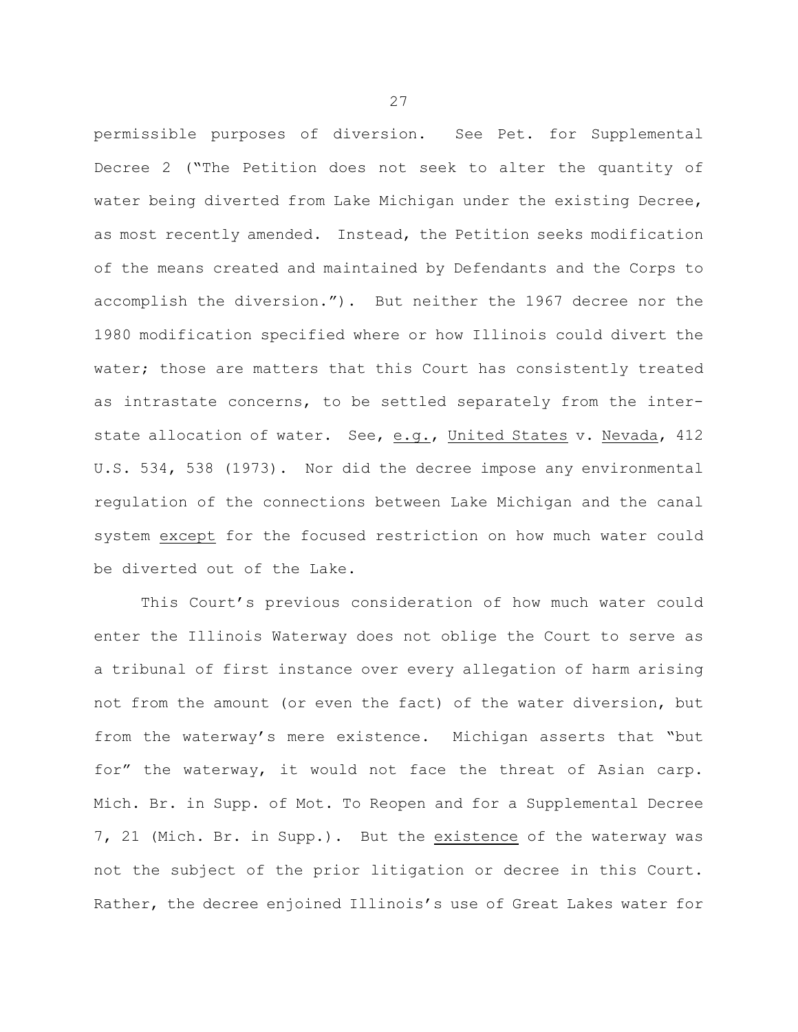permissible purposes of diversion. See Pet. for Supplemental Decree 2 ("The Petition does not seek to alter the quantity of water being diverted from Lake Michigan under the existing Decree, as most recently amended. Instead, the Petition seeks modification of the means created and maintained by Defendants and the Corps to accomplish the diversion."). But neither the 1967 decree nor the 1980 modification specified where or how Illinois could divert the water; those are matters that this Court has consistently treated as intrastate concerns, to be settled separately from the interstate allocation of water. See, e.g., United States v. Nevada, 412 U.S. 534, 538 (1973). Nor did the decree impose any environmental regulation of the connections between Lake Michigan and the canal system except for the focused restriction on how much water could be diverted out of the Lake.

This Court's previous consideration of how much water could enter the Illinois Waterway does not oblige the Court to serve as a tribunal of first instance over every allegation of harm arising not from the amount (or even the fact) of the water diversion, but from the waterway's mere existence. Michigan asserts that "but for" the waterway, it would not face the threat of Asian carp. Mich. Br. in Supp. of Mot. To Reopen and for a Supplemental Decree 7, 21 (Mich. Br. in Supp.). But the existence of the waterway was not the subject of the prior litigation or decree in this Court. Rather, the decree enjoined Illinois's use of Great Lakes water for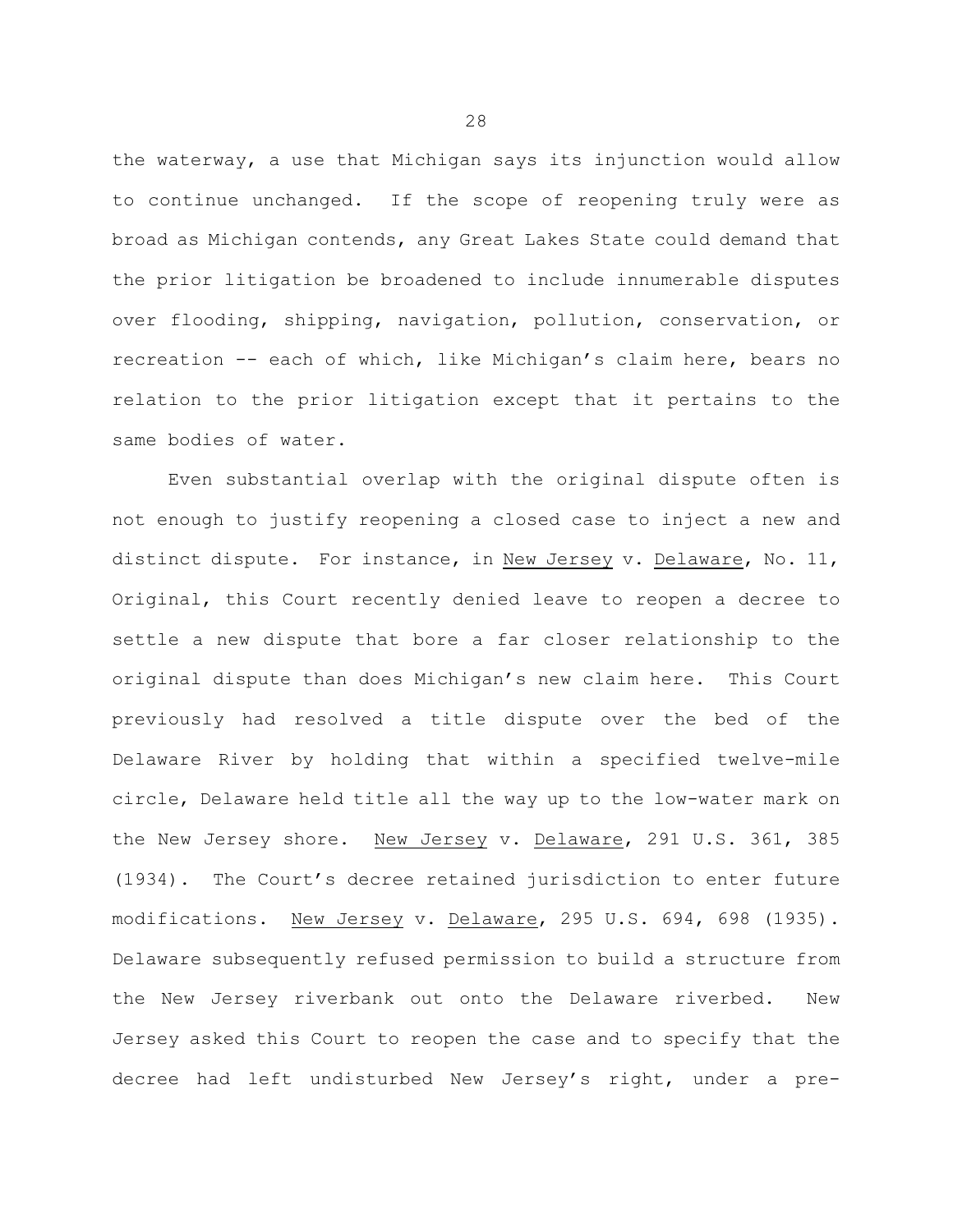the waterway, a use that Michigan says its injunction would allow to continue unchanged. If the scope of reopening truly were as broad as Michigan contends, any Great Lakes State could demand that the prior litigation be broadened to include innumerable disputes over flooding, shipping, navigation, pollution, conservation, or recreation -- each of which, like Michigan's claim here, bears no relation to the prior litigation except that it pertains to the same bodies of water.

Even substantial overlap with the original dispute often is not enough to justify reopening a closed case to inject a new and distinct dispute. For instance, in New Jersey v. Delaware, No. 11, Original, this Court recently denied leave to reopen a decree to settle a new dispute that bore a far closer relationship to the original dispute than does Michigan's new claim here. This Court previously had resolved a title dispute over the bed of the Delaware River by holding that within a specified twelve-mile circle, Delaware held title all the way up to the low-water mark on the New Jersey shore. New Jersey v. Delaware, 291 U.S. 361, 385 (1934). The Court's decree retained jurisdiction to enter future modifications. New Jersey v. Delaware, 295 U.S. 694, 698 (1935). Delaware subsequently refused permission to build a structure from the New Jersey riverbank out onto the Delaware riverbed. New Jersey asked this Court to reopen the case and to specify that the decree had left undisturbed New Jersey's right, under a pre-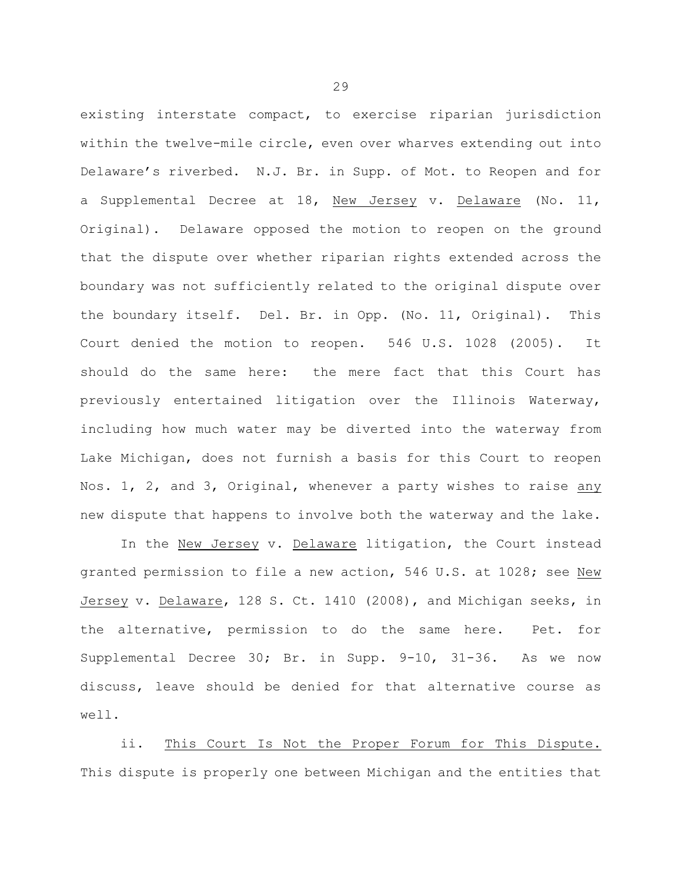existing interstate compact, to exercise riparian jurisdiction within the twelve-mile circle, even over wharves extending out into Delaware's riverbed. N.J. Br. in Supp. of Mot. to Reopen and for a Supplemental Decree at 18, New Jersey v. Delaware (No. 11, Original). Delaware opposed the motion to reopen on the ground that the dispute over whether riparian rights extended across the boundary was not sufficiently related to the original dispute over the boundary itself. Del. Br. in Opp. (No. 11, Original). This Court denied the motion to reopen. 546 U.S. 1028 (2005). It should do the same here: the mere fact that this Court has previously entertained litigation over the Illinois Waterway, including how much water may be diverted into the waterway from Lake Michigan, does not furnish a basis for this Court to reopen Nos. 1, 2, and 3, Original, whenever a party wishes to raise any new dispute that happens to involve both the waterway and the lake.

In the New Jersey v. Delaware litigation, the Court instead granted permission to file a new action, 546 U.S. at 1028; see New Jersey v. Delaware, 128 S. Ct. 1410 (2008), and Michigan seeks, in the alternative, permission to do the same here. Pet. for Supplemental Decree 30; Br. in Supp. 9-10, 31-36. As we now discuss, leave should be denied for that alternative course as well.

ii. This Court Is Not the Proper Forum for This Dispute. This dispute is properly one between Michigan and the entities that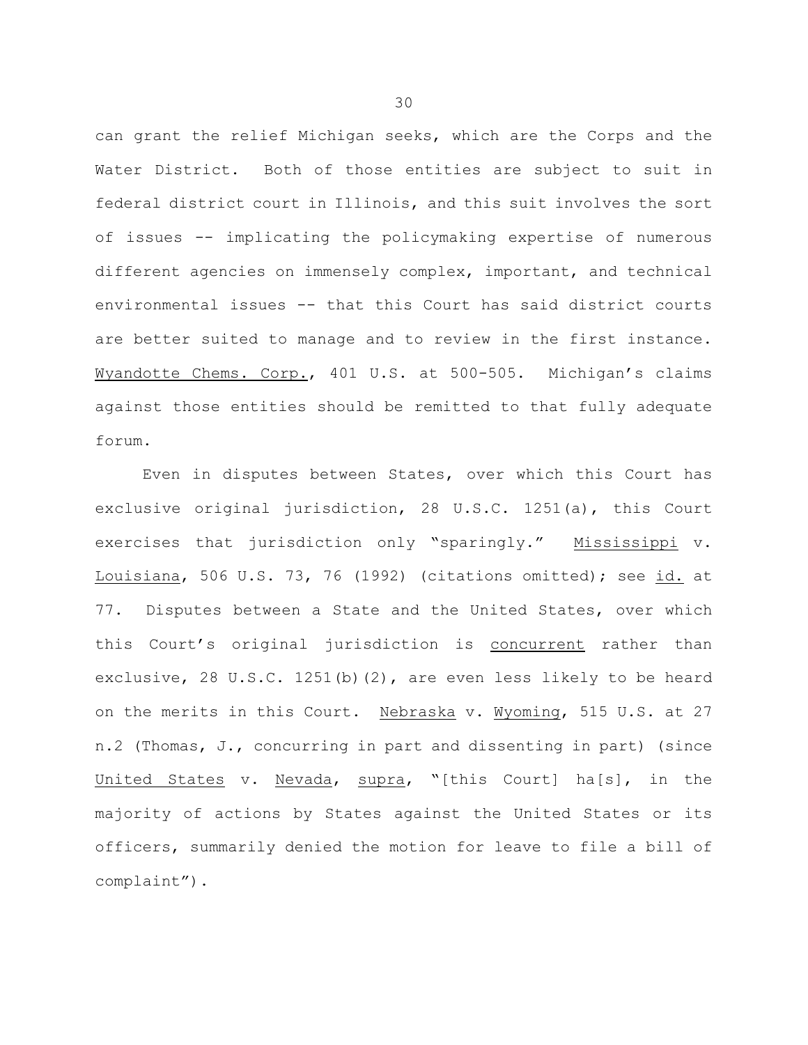can grant the relief Michigan seeks, which are the Corps and the Water District. Both of those entities are subject to suit in federal district court in Illinois, and this suit involves the sort of issues -- implicating the policymaking expertise of numerous different agencies on immensely complex, important, and technical environmental issues -- that this Court has said district courts are better suited to manage and to review in the first instance. Wyandotte Chems. Corp., 401 U.S. at 500-505. Michigan's claims against those entities should be remitted to that fully adequate forum.

Even in disputes between States, over which this Court has exclusive original jurisdiction, 28 U.S.C. 1251(a), this Court exercises that jurisdiction only "sparingly." Mississippi v. Louisiana, 506 U.S. 73, 76 (1992) (citations omitted); see id. at 77. Disputes between a State and the United States, over which this Court's original jurisdiction is concurrent rather than exclusive, 28 U.S.C. 1251(b)(2), are even less likely to be heard on the merits in this Court. Nebraska v. Wyoming, 515 U.S. at 27 n.2 (Thomas, J., concurring in part and dissenting in part) (since United States v. Nevada, supra, "[this Court] ha[s], in the majority of actions by States against the United States or its officers, summarily denied the motion for leave to file a bill of complaint").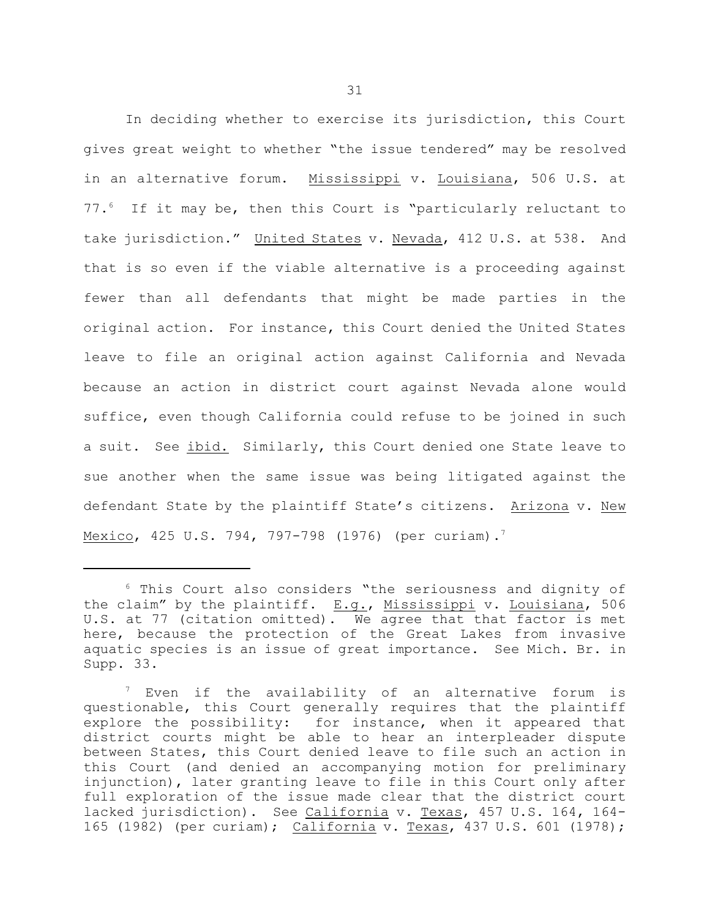In deciding whether to exercise its jurisdiction, this Court gives great weight to whether "the issue tendered" may be resolved in an alternative forum. Mississippi v. Louisiana, 506 U.S. at 77.[6] If it may be, then this Court is "particularly reluctant to take jurisdiction." United States v. Nevada, 412 U.S. at 538. And that is so even if the viable alternative is a proceeding against fewer than all defendants that might be made parties in the original action. For instance, this Court denied the United States leave to file an original action against California and Nevada because an action in district court against Nevada alone would suffice, even though California could refuse to be joined in such a suit. See ibid. Similarly, this Court denied one State leave to sue another when the same issue was being litigated against the defendant State by the plaintiff State's citizens. Arizona v. New Mexico, 425 U.S. 794, 797-798 (1976) (per curiam).[7]

---

[6] This Court also considers "the seriousness and dignity of the claim" by the plaintiff. E.g., Mississippi v. Louisiana, 506 U.S. at 77 (citation omitted). We agree that that factor is met here, because the protection of the Great Lakes from invasive aquatic species is an issue of great importance. See Mich. Br. in Supp. 33.

[7] Even if the availability of an alternative forum is questionable, this Court generally requires that the plaintiff explore the possibility: for instance, when it appeared that district courts might be able to hear an interpleader dispute between States, this Court denied leave to file such an action in this Court (and denied an accompanying motion for preliminary injunction), later granting leave to file in this Court only after full exploration of the issue made clear that the district court lacked jurisdiction). See California v. Texas, 457 U.S. 164, 164-165 (1982) (per curiam); California v. Texas, 437 U.S. 601 (1978);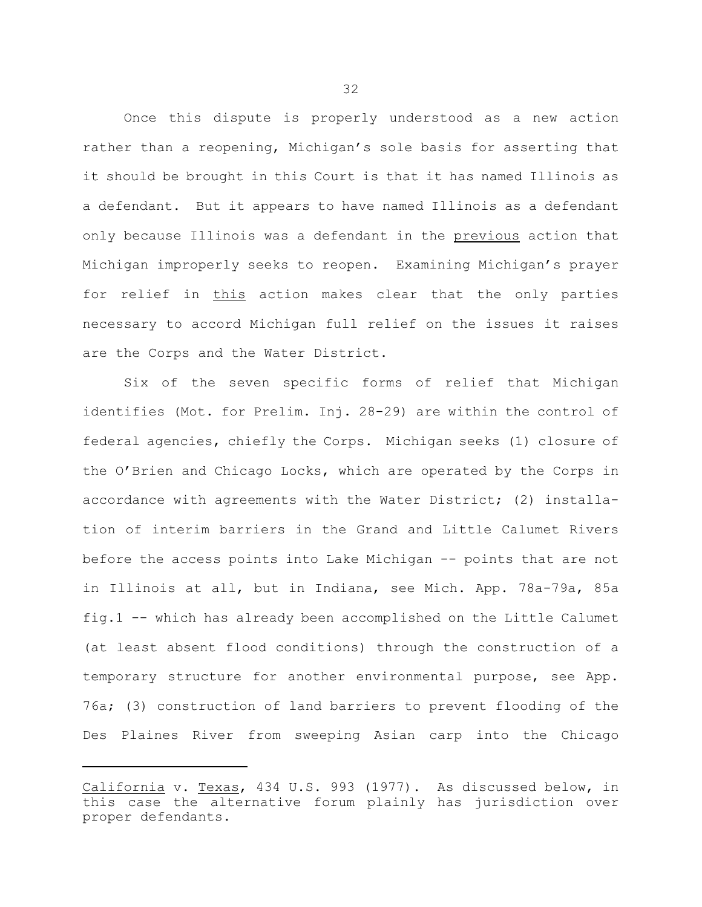Once this dispute is properly understood as a new action rather than a reopening, Michigan's sole basis for asserting that it should be brought in this Court is that it has named Illinois as a defendant. But it appears to have named Illinois as a defendant only because Illinois was a defendant in the previous action that Michigan improperly seeks to reopen. Examining Michigan's prayer for relief in this action makes clear that the only parties necessary to accord Michigan full relief on the issues it raises are the Corps and the Water District.

Six of the seven specific forms of relief that Michigan identifies (Mot. for Prelim. Inj. 28-29) are within the control of federal agencies, chiefly the Corps. Michigan seeks (1) closure of the O'Brien and Chicago Locks, which are operated by the Corps in accordance with agreements with the Water District; (2) installation of interim barriers in the Grand and Little Calumet Rivers before the access points into Lake Michigan -- points that are not in Illinois at all, but in Indiana, see Mich. App. 78a-79a, 85a fig.1 -- which has already been accomplished on the Little Calumet (at least absent flood conditions) through the construction of a temporary structure for another environmental purpose, see App. 76a; (3) construction of land barriers to prevent flooding of the Des Plaines River from sweeping Asian carp into the Chicago

---

California v. Texas, 434 U.S. 993 (1977). As discussed below, in this case the alternative forum plainly has jurisdiction over proper defendants.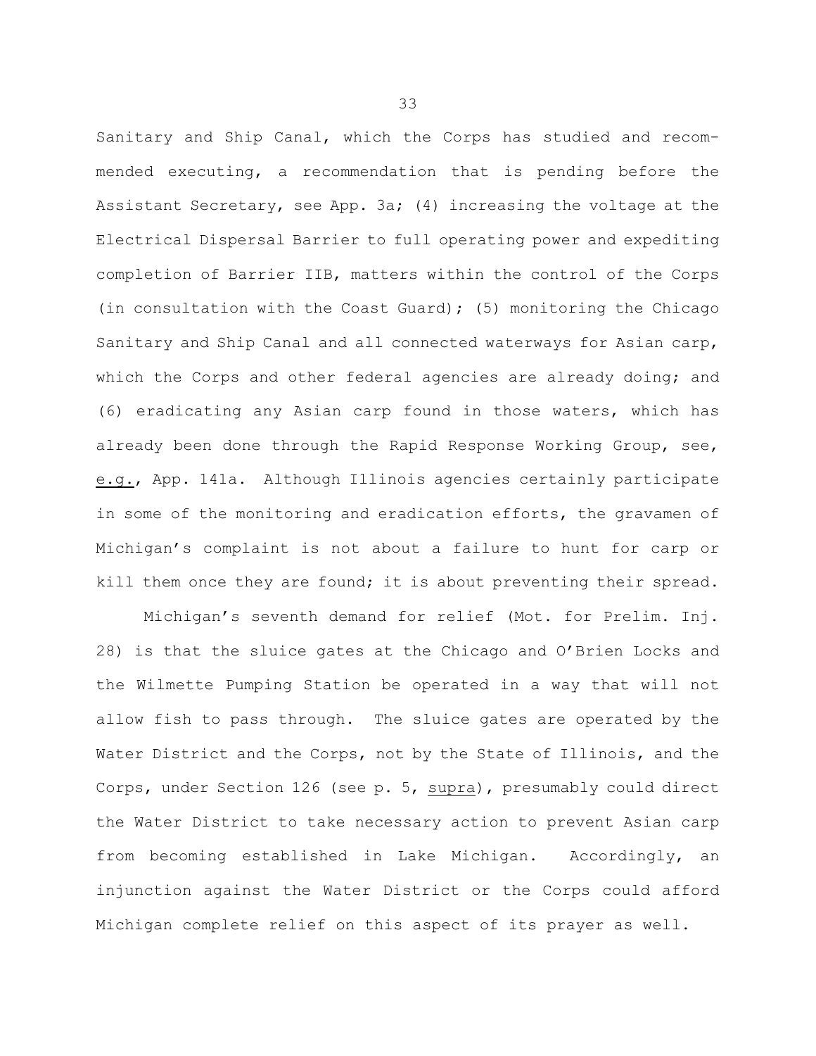Sanitary and Ship Canal, which the Corps has studied and recommended executing, a recommendation that is pending before the Assistant Secretary, see App. 3a; (4) increasing the voltage at the Electrical Dispersal Barrier to full operating power and expediting completion of Barrier IIB, matters within the control of the Corps (in consultation with the Coast Guard); (5) monitoring the Chicago Sanitary and Ship Canal and all connected waterways for Asian carp, which the Corps and other federal agencies are already doing; and (6) eradicating any Asian carp found in those waters, which has already been done through the Rapid Response Working Group, see, e.g., App. 141a. Although Illinois agencies certainly participate in some of the monitoring and eradication efforts, the gravamen of Michigan's complaint is not about a failure to hunt for carp or kill them once they are found; it is about preventing their spread.

Michigan's seventh demand for relief (Mot. for Prelim. Inj. 28) is that the sluice gates at the Chicago and O'Brien Locks and the Wilmette Pumping Station be operated in a way that will not allow fish to pass through. The sluice gates are operated by the Water District and the Corps, not by the State of Illinois, and the Corps, under Section 126 (see p. 5, supra), presumably could direct the Water District to take necessary action to prevent Asian carp from becoming established in Lake Michigan. Accordingly, an injunction against the Water District or the Corps could afford Michigan complete relief on this aspect of its prayer as well.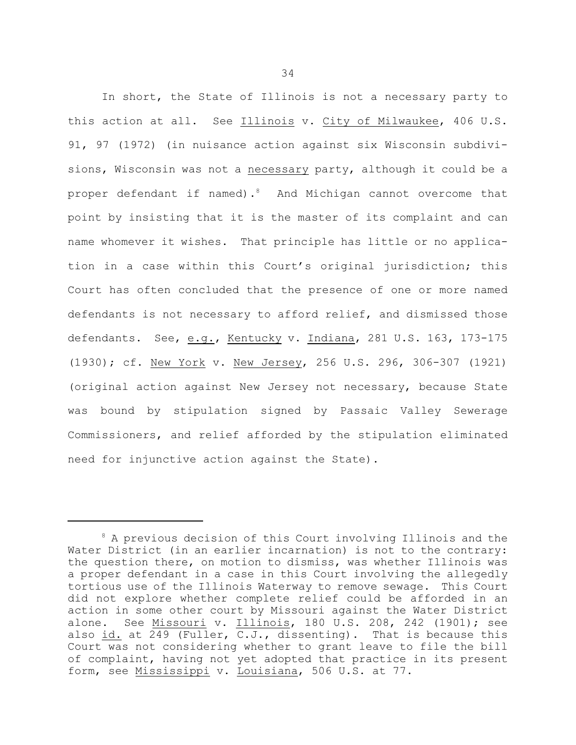In short, the State of Illinois is not a necessary party to this action at all. See Illinois v. City of Milwaukee, 406 U.S. 91, 97 (1972) (in nuisance action against six Wisconsin subdivisions, Wisconsin was not a necessary party, although it could be a proper defendant if named).[8] And Michigan cannot overcome that point by insisting that it is the master of its complaint and can name whomever it wishes. That principle has little or no application in a case within this Court's original jurisdiction; this Court has often concluded that the presence of one or more named defendants is not necessary to afford relief, and dismissed those defendants. See, e.g., Kentucky v. Indiana, 281 U.S. 163, 173-175 (1930); cf. New York v. New Jersey, 256 U.S. 296, 306-307 (1921) (original action against New Jersey not necessary, because State was bound by stipulation signed by Passaic Valley Sewerage Commissioners, and relief afforded by the stipulation eliminated need for injunctive action against the State).

---

[8] A previous decision of this Court involving Illinois and the Water District (in an earlier incarnation) is not to the contrary: the question there, on motion to dismiss, was whether Illinois was a proper defendant in a case in this Court involving the allegedly tortious use of the Illinois Waterway to remove sewage. This Court did not explore whether complete relief could be afforded in an action in some other court by Missouri against the Water District alone. See Missouri v. Illinois, 180 U.S. 208, 242 (1901); see also id. at 249 (Fuller, C.J., dissenting). That is because this Court was not considering whether to grant leave to file the bill of complaint, having not yet adopted that practice in its present form, see Mississippi v. Louisiana, 506 U.S. at 77.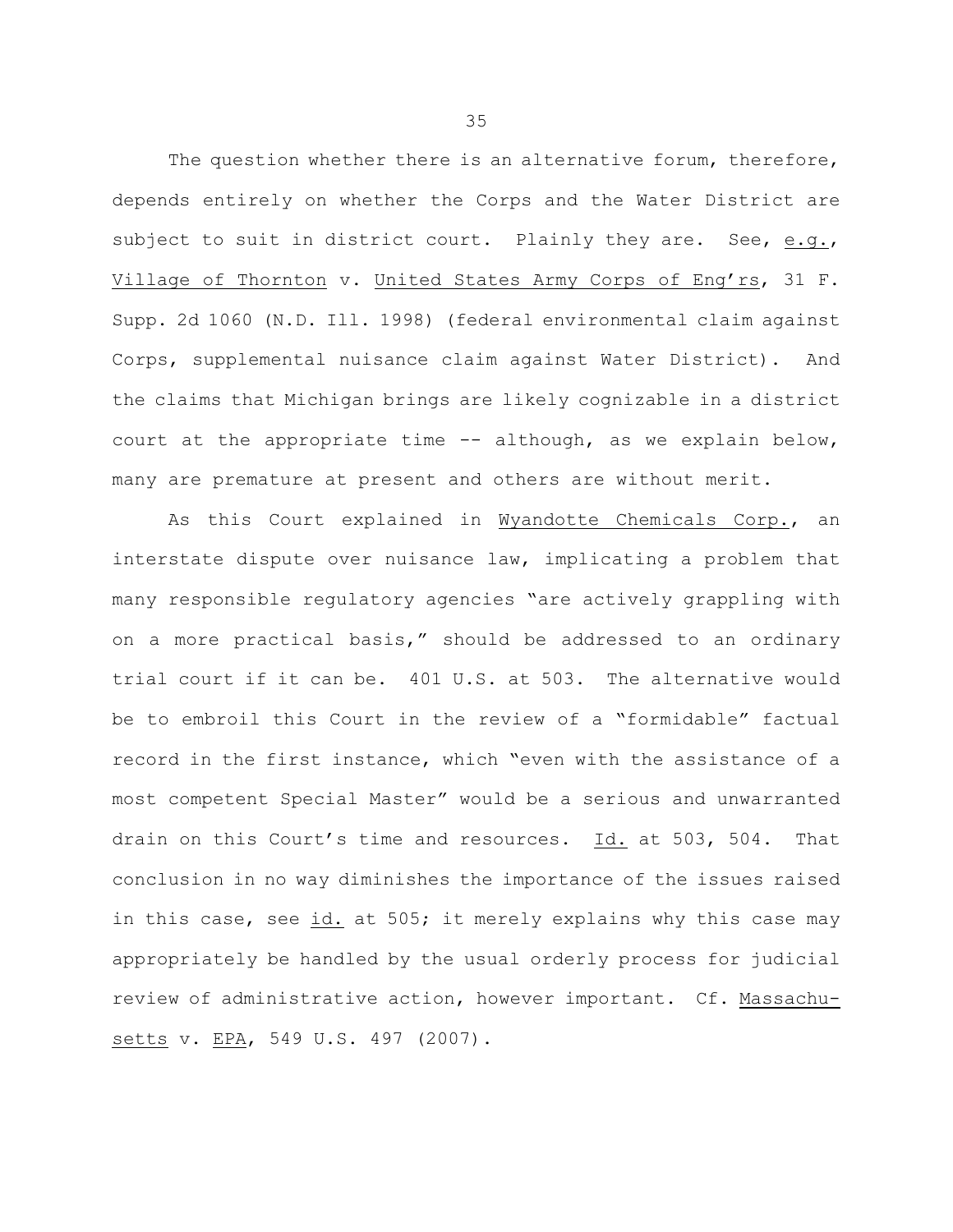The question whether there is an alternative forum, therefore, depends entirely on whether the Corps and the Water District are subject to suit in district court. Plainly they are. See, e.g., Village of Thornton v. United States Army Corps of Eng'rs, 31 F. Supp. 2d 1060 (N.D. Ill. 1998) (federal environmental claim against Corps, supplemental nuisance claim against Water District). And the claims that Michigan brings are likely cognizable in a district court at the appropriate time -- although, as we explain below, many are premature at present and others are without merit.

As this Court explained in Wyandotte Chemicals Corp., an interstate dispute over nuisance law, implicating a problem that many responsible regulatory agencies "are actively grappling with on a more practical basis," should be addressed to an ordinary trial court if it can be. 401 U.S. at 503. The alternative would be to embroil this Court in the review of a "formidable" factual record in the first instance, which "even with the assistance of a most competent Special Master" would be a serious and unwarranted drain on this Court's time and resources. Id. at 503, 504. That conclusion in no way diminishes the importance of the issues raised in this case, see id. at 505; it merely explains why this case may appropriately be handled by the usual orderly process for judicial review of administrative action, however important. Cf. Massachusetts v. EPA, 549 U.S. 497 (2007).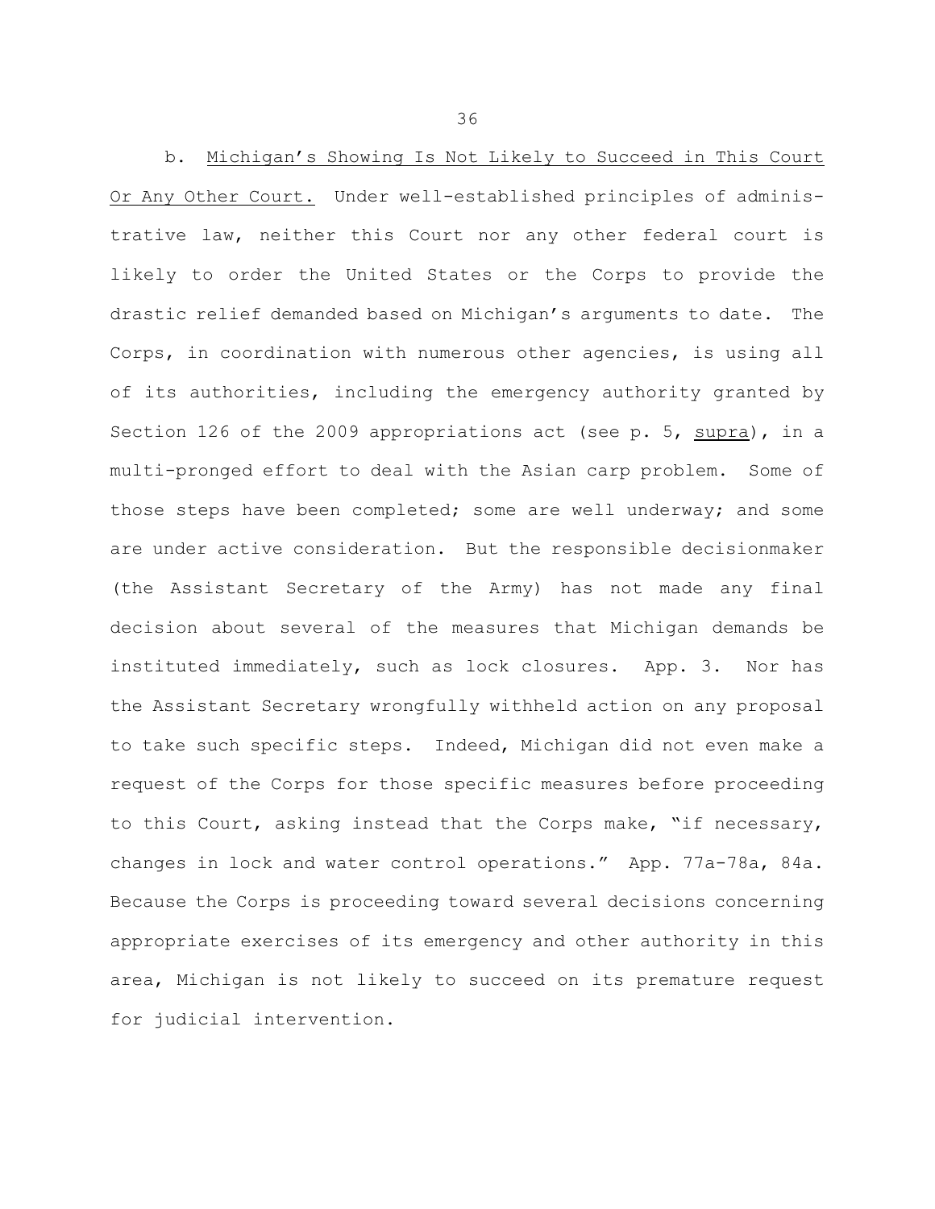b. Michigan's Showing Is Not Likely to Succeed in This Court Or Any Other Court. Under well-established principles of administrative law, neither this Court nor any other federal court is likely to order the United States or the Corps to provide the drastic relief demanded based on Michigan's arguments to date. The Corps, in coordination with numerous other agencies, is using all of its authorities, including the emergency authority granted by Section 126 of the 2009 appropriations act (see p. 5, supra), in a multi-pronged effort to deal with the Asian carp problem. Some of those steps have been completed; some are well underway; and some are under active consideration. But the responsible decisionmaker (the Assistant Secretary of the Army) has not made any final decision about several of the measures that Michigan demands be instituted immediately, such as lock closures. App. 3. Nor has the Assistant Secretary wrongfully withheld action on any proposal to take such specific steps. Indeed, Michigan did not even make a request of the Corps for those specific measures before proceeding to this Court, asking instead that the Corps make, "if necessary, changes in lock and water control operations." App. 77a-78a, 84a. Because the Corps is proceeding toward several decisions concerning appropriate exercises of its emergency and other authority in this area, Michigan is not likely to succeed on its premature request for judicial intervention.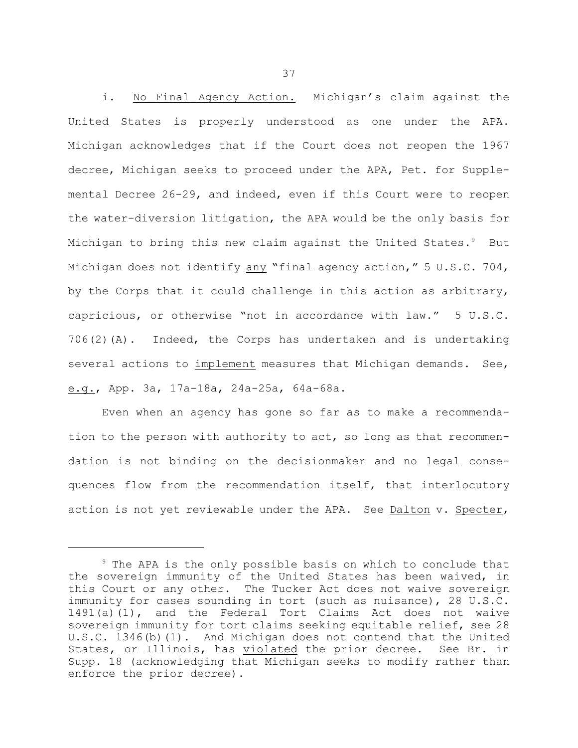i. No Final Agency Action. Michigan's claim against the United States is properly understood as one under the APA. Michigan acknowledges that if the Court does not reopen the 1967 decree, Michigan seeks to proceed under the APA, Pet. for Supplemental Decree 26-29, and indeed, even if this Court were to reopen the water-diversion litigation, the APA would be the only basis for Michigan to bring this new claim against the United States.[9] But Michigan does not identify any "final agency action," 5 U.S.C. 704, by the Corps that it could challenge in this action as arbitrary, capricious, or otherwise "not in accordance with law." 5 U.S.C. 706(2)(A). Indeed, the Corps has undertaken and is undertaking several actions to implement measures that Michigan demands. See, e.g., App. 3a, 17a-18a, 24a-25a, 64a-68a.

Even when an agency has gone so far as to make a recommendation to the person with authority to act, so long as that recommendation is not binding on the decisionmaker and no legal consequences flow from the recommendation itself, that interlocutory action is not yet reviewable under the APA. See Dalton v. Specter,

[9] The APA is the only possible basis on which to conclude that the sovereign immunity of the United States has been waived, in this Court or any other. The Tucker Act does not waive sovereign immunity for cases sounding in tort (such as nuisance), 28 U.S.C. 1491(a)(1), and the Federal Tort Claims Act does not waive sovereign immunity for tort claims seeking equitable relief, see 28 U.S.C. 1346(b)(1). And Michigan does not contend that the United States, or Illinois, has violated the prior decree. See Br. in Supp. 18 (acknowledging that Michigan seeks to modify rather than enforce the prior decree).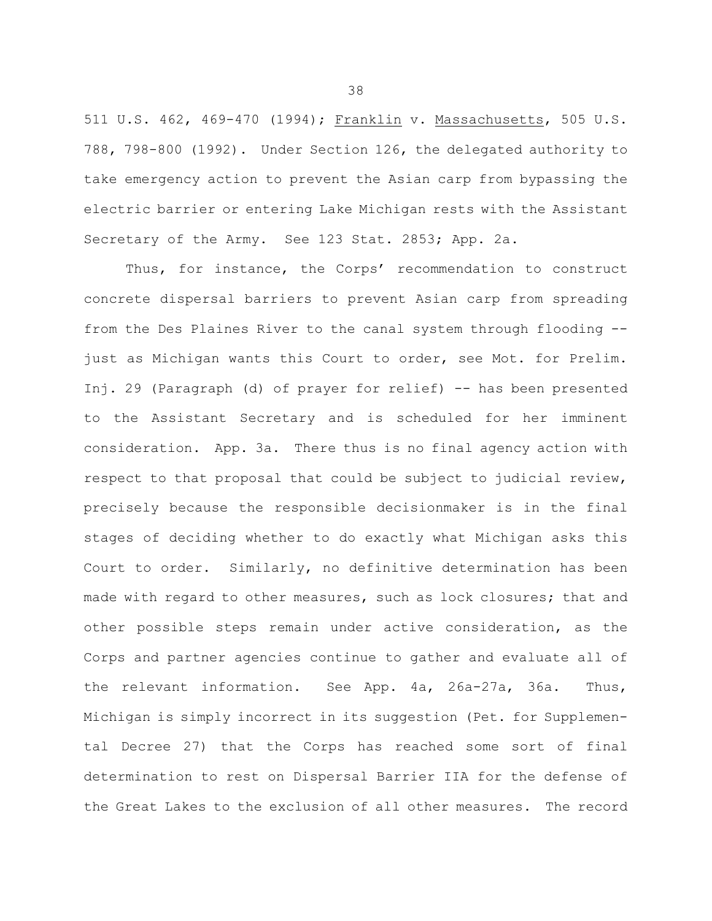511 U.S. 462, 469-470 (1994); Franklin v. Massachusetts, 505 U.S. 788, 798-800 (1992). Under Section 126, the delegated authority to take emergency action to prevent the Asian carp from bypassing the electric barrier or entering Lake Michigan rests with the Assistant Secretary of the Army. See 123 Stat. 2853; App. 2a.

Thus, for instance, the Corps' recommendation to construct concrete dispersal barriers to prevent Asian carp from spreading from the Des Plaines River to the canal system through flooding -- just as Michigan wants this Court to order, see Mot. for Prelim. Inj. 29 (Paragraph (d) of prayer for relief) -- has been presented to the Assistant Secretary and is scheduled for her imminent consideration. App. 3a. There thus is no final agency action with respect to that proposal that could be subject to judicial review, precisely because the responsible decisionmaker is in the final stages of deciding whether to do exactly what Michigan asks this Court to order. Similarly, no definitive determination has been made with regard to other measures, such as lock closures; that and other possible steps remain under active consideration, as the Corps and partner agencies continue to gather and evaluate all of the relevant information. See App. 4a, 26a-27a, 36a. Thus, Michigan is simply incorrect in its suggestion (Pet. for Supplemental Decree 27) that the Corps has reached some sort of final determination to rest on Dispersal Barrier IIA for the defense of the Great Lakes to the exclusion of all other measures. The record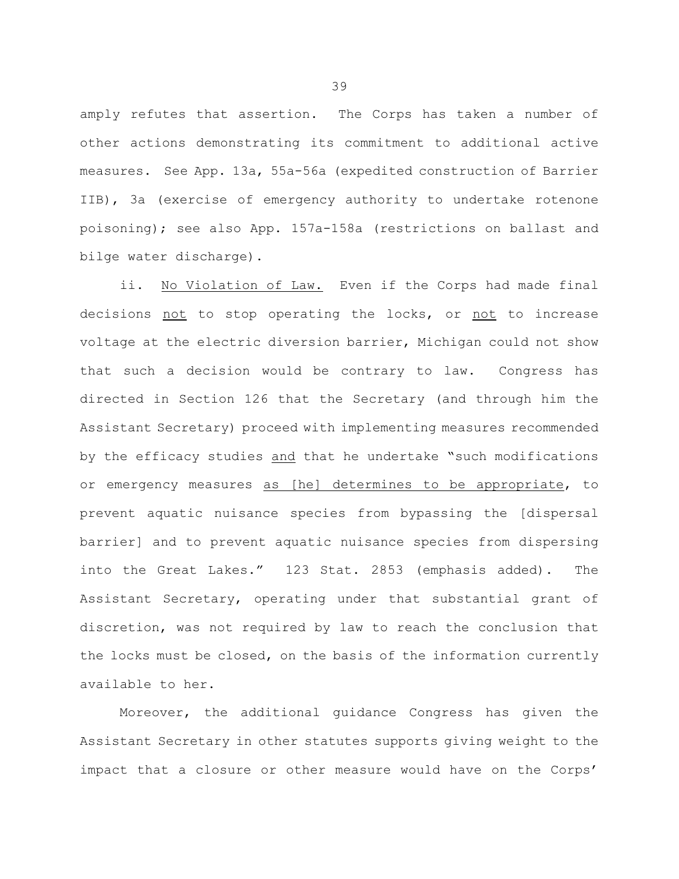amply refutes that assertion. The Corps has taken a number of other actions demonstrating its commitment to additional active measures. See App. 13a, 55a-56a (expedited construction of Barrier IIB), 3a (exercise of emergency authority to undertake rotenone poisoning); see also App. 157a-158a (restrictions on ballast and bilge water discharge).

ii. <u>No Violation of Law.</u> Even if the Corps had made final decisions <u>not</u> to stop operating the locks, or <u>not</u> to increase voltage at the electric diversion barrier, Michigan could not show that such a decision would be contrary to law. Congress has directed in Section 126 that the Secretary (and through him the Assistant Secretary) proceed with implementing measures recommended by the efficacy studies <u>and</u> that he undertake "such modifications or emergency measures <u>as [he] determines to be appropriate</u>, to prevent aquatic nuisance species from bypassing the [dispersal barrier] and to prevent aquatic nuisance species from dispersing into the Great Lakes." 123 Stat. 2853 (emphasis added). The Assistant Secretary, operating under that substantial grant of discretion, was not required by law to reach the conclusion that the locks must be closed, on the basis of the information currently available to her.

Moreover, the additional guidance Congress has given the Assistant Secretary in other statutes supports giving weight to the impact that a closure or other measure would have on the Corps'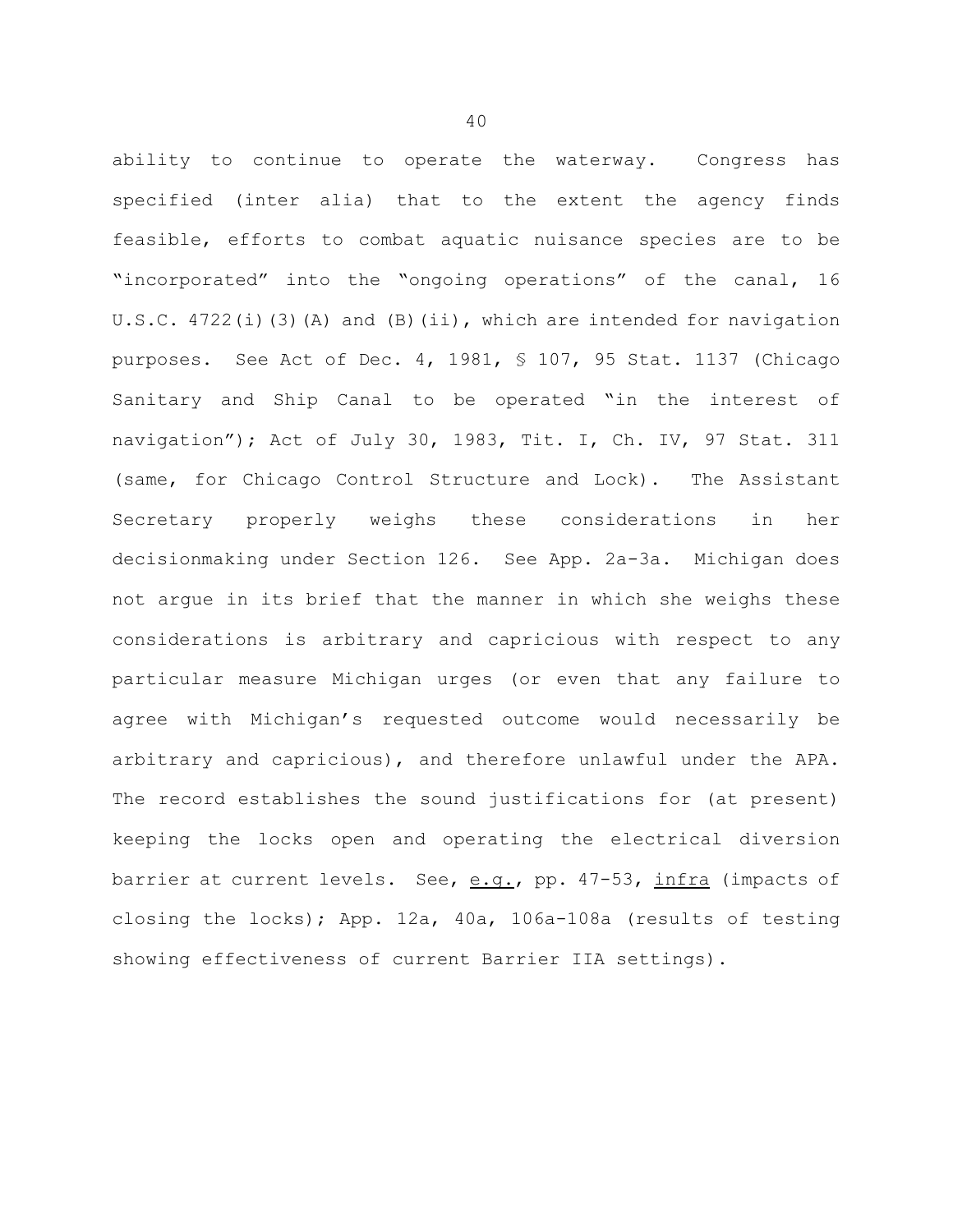ability to continue to operate the waterway. Congress has specified (inter alia) that to the extent the agency finds feasible, efforts to combat aquatic nuisance species are to be "incorporated" into the "ongoing operations" of the canal, 16 U.S.C. 4722(i)(3)(A) and (B)(ii), which are intended for navigation purposes. See Act of Dec. 4, 1981, § 107, 95 Stat. 1137 (Chicago Sanitary and Ship Canal to be operated "in the interest of navigation"); Act of July 30, 1983, Tit. I, Ch. IV, 97 Stat. 311 (same, for Chicago Control Structure and Lock). The Assistant Secretary properly weighs these considerations in her decisionmaking under Section 126. See App. 2a-3a. Michigan does not argue in its brief that the manner in which she weighs these considerations is arbitrary and capricious with respect to any particular measure Michigan urges (or even that any failure to agree with Michigan's requested outcome would necessarily be arbitrary and capricious), and therefore unlawful under the APA. The record establishes the sound justifications for (at present) keeping the locks open and operating the electrical diversion barrier at current levels. See, e.g., pp. 47-53, infra (impacts of closing the locks); App. 12a, 40a, 106a-108a (results of testing showing effectiveness of current Barrier IIA settings).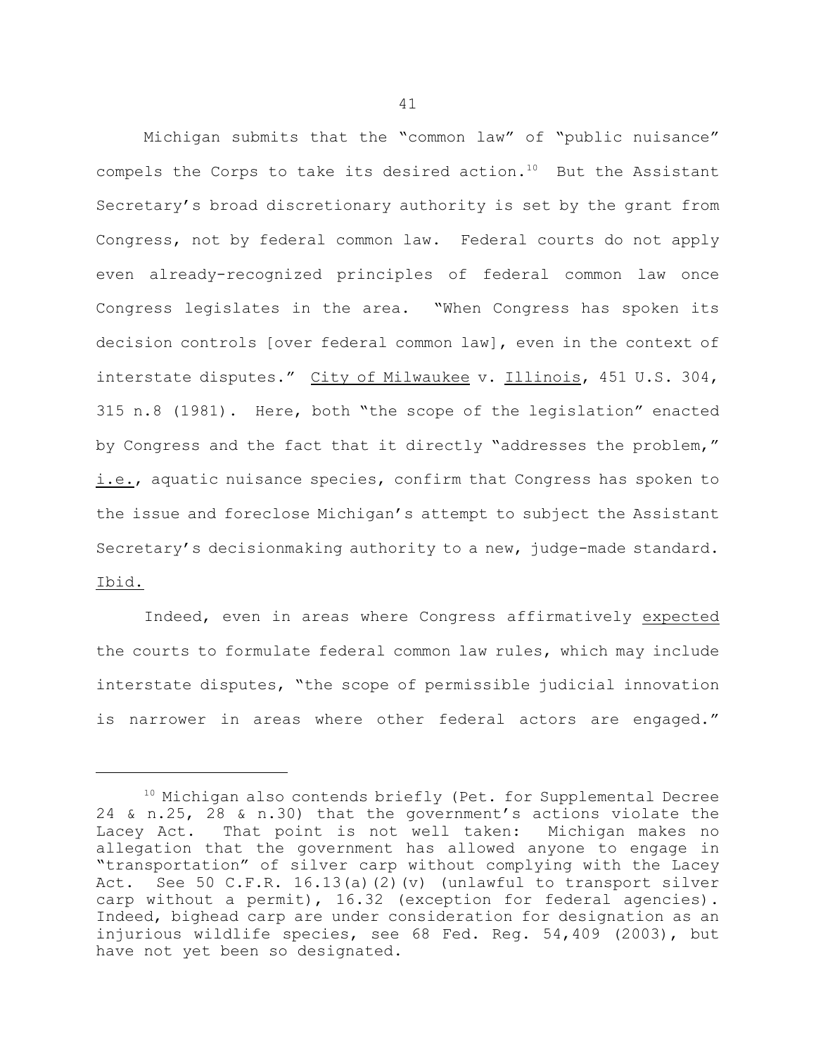Michigan submits that the "common law" of "public nuisance" compels the Corps to take its desired action.[10] But the Assistant Secretary's broad discretionary authority is set by the grant from Congress, not by federal common law. Federal courts do not apply even already-recognized principles of federal common law once Congress legislates in the area. "When Congress has spoken its decision controls [over federal common law], even in the context of interstate disputes." City of Milwaukee v. Illinois, 451 U.S. 304, 315 n.8 (1981). Here, both "the scope of the legislation" enacted by Congress and the fact that it directly "addresses the problem," i.e., aquatic nuisance species, confirm that Congress has spoken to the issue and foreclose Michigan's attempt to subject the Assistant Secretary's decisionmaking authority to a new, judge-made standard. Ibid.

Indeed, even in areas where Congress affirmatively expected the courts to formulate federal common law rules, which may include interstate disputes, "the scope of permissible judicial innovation is narrower in areas where other federal actors are engaged."

---

[10] Michigan also contends briefly (Pet. for Supplemental Decree 24 & n.25, 28 & n.30) that the government's actions violate the Lacey Act. That point is not well taken: Michigan makes no allegation that the government has allowed anyone to engage in "transportation" of silver carp without complying with the Lacey Act. See 50 C.F.R. 16.13(a)(2)(v) (unlawful to transport silver carp without a permit), 16.32 (exception for federal agencies). Indeed, bighead carp are under consideration for designation as an injurious wildlife species, see 68 Fed. Reg. 54,409 (2003), but have not yet been so designated.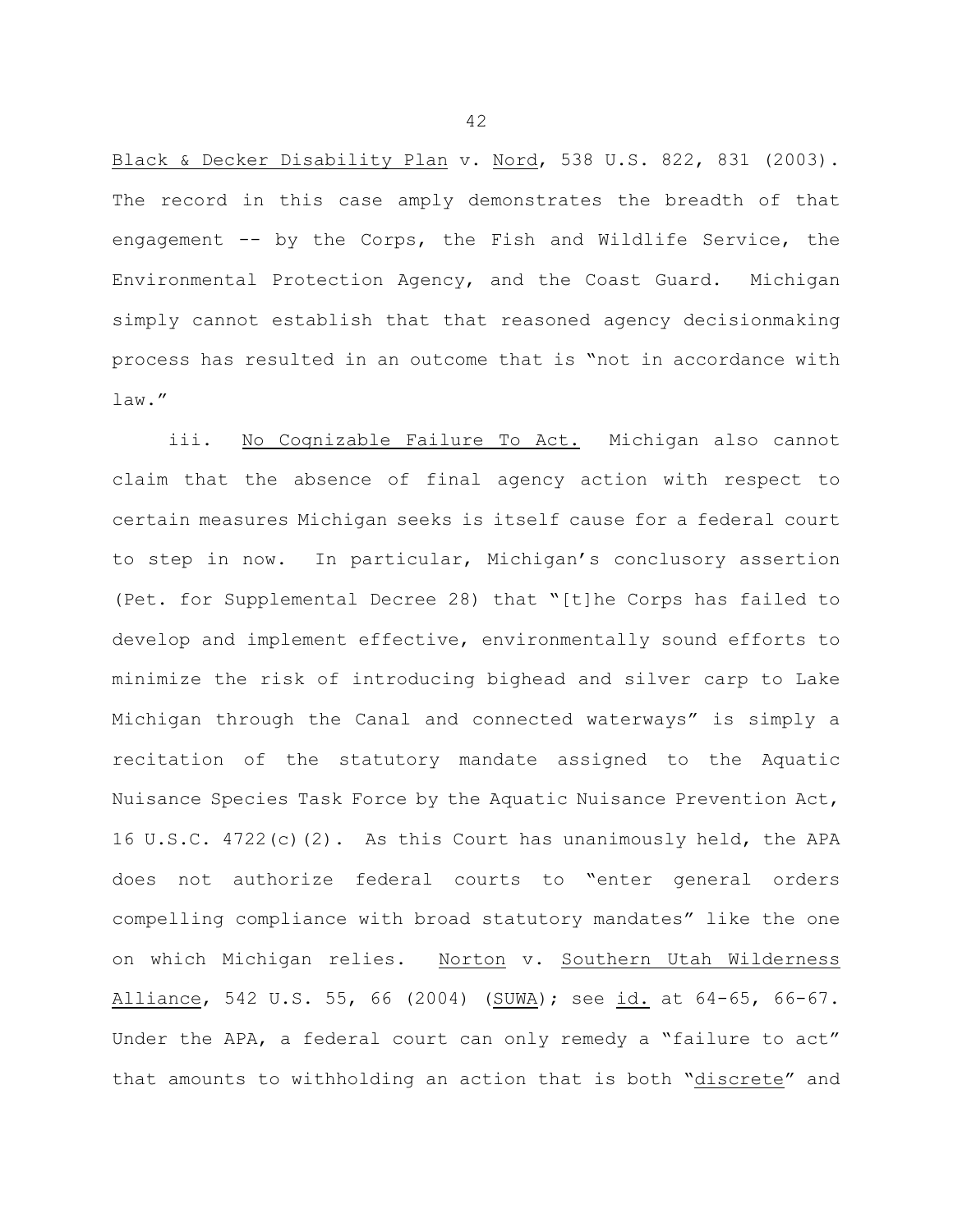Black & Decker Disability Plan v. Nord, 538 U.S. 822, 831 (2003). The record in this case amply demonstrates the breadth of that engagement -- by the Corps, the Fish and Wildlife Service, the Environmental Protection Agency, and the Coast Guard. Michigan simply cannot establish that that reasoned agency decisionmaking process has resulted in an outcome that is "not in accordance with law."

iii. No Cognizable Failure To Act. Michigan also cannot claim that the absence of final agency action with respect to certain measures Michigan seeks is itself cause for a federal court to step in now. In particular, Michigan's conclusory assertion (Pet. for Supplemental Decree 28) that "[t]he Corps has failed to develop and implement effective, environmentally sound efforts to minimize the risk of introducing bighead and silver carp to Lake Michigan through the Canal and connected waterways" is simply a recitation of the statutory mandate assigned to the Aquatic Nuisance Species Task Force by the Aquatic Nuisance Prevention Act, 16 U.S.C. 4722(c)(2). As this Court has unanimously held, the APA does not authorize federal courts to "enter general orders compelling compliance with broad statutory mandates" like the one on which Michigan relies. Norton v. Southern Utah Wilderness Alliance, 542 U.S. 55, 66 (2004) (SUWA); see id. at 64-65, 66-67. Under the APA, a federal court can only remedy a "failure to act" that amounts to withholding an action that is both "discrete" and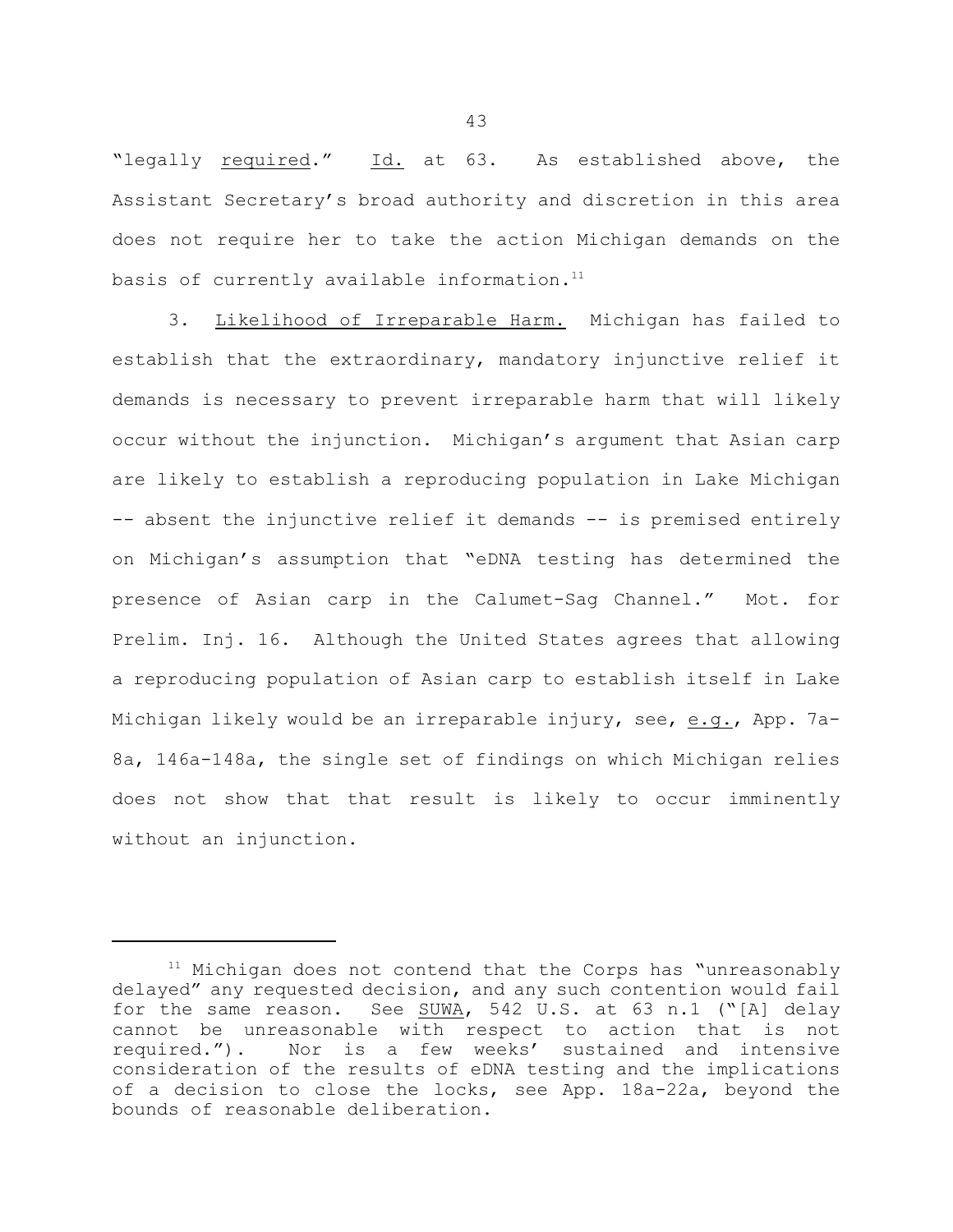"legally required." Id. at 63. As established above, the Assistant Secretary's broad authority and discretion in this area does not require her to take the action Michigan demands on the basis of currently available information.[11]

3. Likelihood of Irreparable Harm. Michigan has failed to establish that the extraordinary, mandatory injunctive relief it demands is necessary to prevent irreparable harm that will likely occur without the injunction. Michigan's argument that Asian carp are likely to establish a reproducing population in Lake Michigan -- absent the injunctive relief it demands -- is premised entirely on Michigan's assumption that "eDNA testing has determined the presence of Asian carp in the Calumet-Sag Channel." Mot. for Prelim. Inj. 16. Although the United States agrees that allowing a reproducing population of Asian carp to establish itself in Lake Michigan likely would be an irreparable injury, see, e.g., App. 7a-8a, 146a-148a, the single set of findings on which Michigan relies does not show that that result is likely to occur imminently without an injunction.

[11] Michigan does not contend that the Corps has "unreasonably delayed" any requested decision, and any such contention would fail for the same reason. See SUWA, 542 U.S. at 63 n.1 ("[A] delay cannot be unreasonable with respect to action that is not required."). Nor is a few weeks' sustained and intensive consideration of the results of eDNA testing and the implications of a decision to close the locks, see App. 18a-22a, beyond the bounds of reasonable deliberation.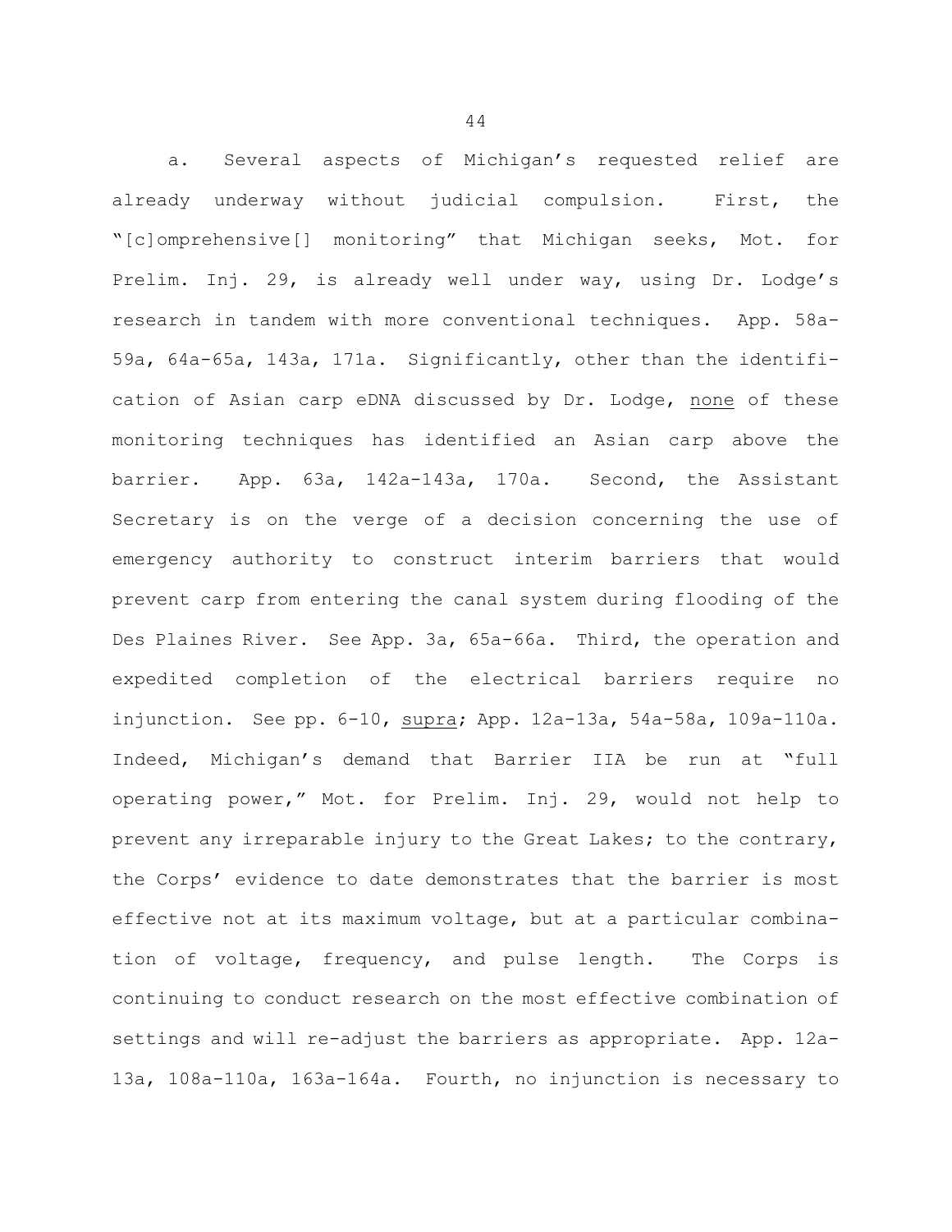a. Several aspects of Michigan's requested relief are already underway without judicial compulsion. First, the "[c]omprehensive[] monitoring" that Michigan seeks, Mot. for Prelim. Inj. 29, is already well under way, using Dr. Lodge's research in tandem with more conventional techniques. App. 58a-59a, 64a-65a, 143a, 171a. Significantly, other than the identification of Asian carp eDNA discussed by Dr. Lodge, <u>none</u> of these monitoring techniques has identified an Asian carp above the barrier. App. 63a, 142a-143a, 170a. Second, the Assistant Secretary is on the verge of a decision concerning the use of emergency authority to construct interim barriers that would prevent carp from entering the canal system during flooding of the Des Plaines River. See App. 3a, 65a-66a. Third, the operation and expedited completion of the electrical barriers require no injunction. See pp. 6-10, <u>supra</u>; App. 12a-13a, 54a-58a, 109a-110a. Indeed, Michigan's demand that Barrier IIA be run at "full operating power," Mot. for Prelim. Inj. 29, would not help to prevent any irreparable injury to the Great Lakes; to the contrary, the Corps' evidence to date demonstrates that the barrier is most effective not at its maximum voltage, but at a particular combination of voltage, frequency, and pulse length. The Corps is continuing to conduct research on the most effective combination of settings and will re-adjust the barriers as appropriate. App. 12a-13a, 108a-110a, 163a-164a. Fourth, no injunction is necessary to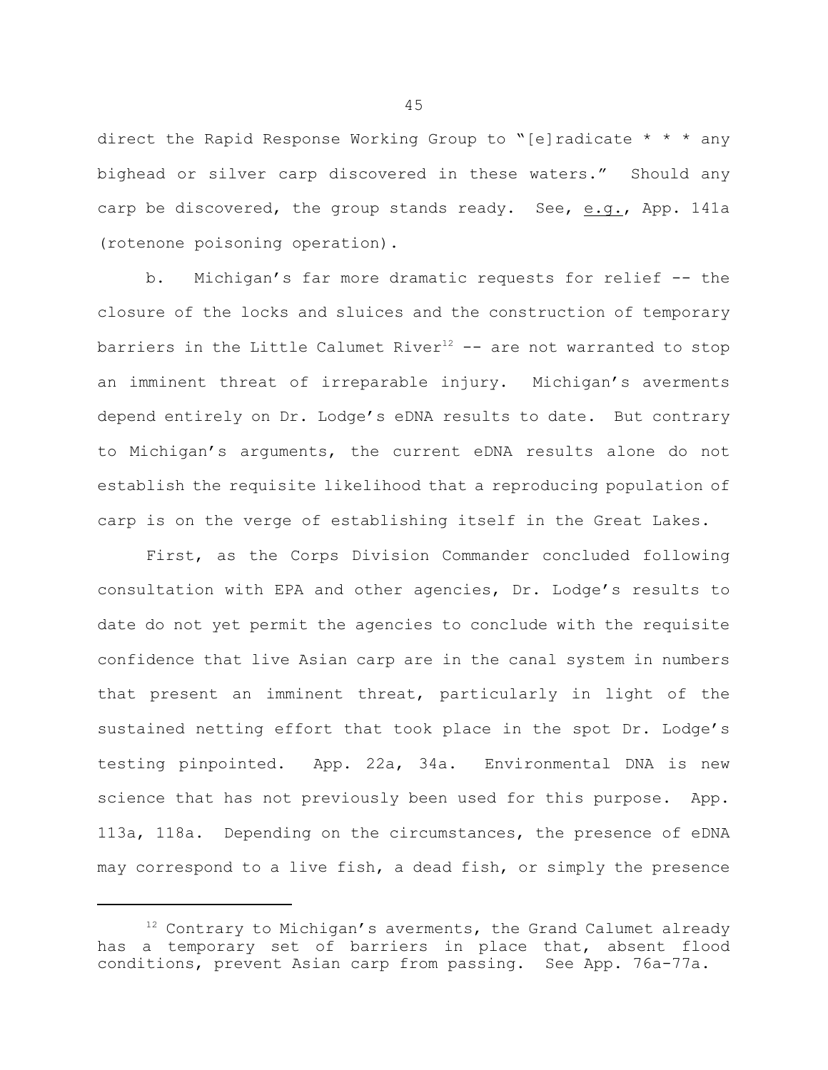direct the Rapid Response Working Group to "[e]radicate * * * any bighead or silver carp discovered in these waters." Should any carp be discovered, the group stands ready. See, e.g., App. 141a (rotenone poisoning operation).

b. Michigan's far more dramatic requests for relief -- the closure of the locks and sluices and the construction of temporary barriers in the Little Calumet River[12] -- are not warranted to stop an imminent threat of irreparable injury. Michigan's averments depend entirely on Dr. Lodge's eDNA results to date. But contrary to Michigan's arguments, the current eDNA results alone do not establish the requisite likelihood that a reproducing population of carp is on the verge of establishing itself in the Great Lakes.

First, as the Corps Division Commander concluded following consultation with EPA and other agencies, Dr. Lodge's results to date do not yet permit the agencies to conclude with the requisite confidence that live Asian carp are in the canal system in numbers that present an imminent threat, particularly in light of the sustained netting effort that took place in the spot Dr. Lodge's testing pinpointed. App. 22a, 34a. Environmental DNA is new science that has not previously been used for this purpose. App. 113a, 118a. Depending on the circumstances, the presence of eDNA may correspond to a live fish, a dead fish, or simply the presence

[12] Contrary to Michigan's averments, the Grand Calumet already has a temporary set of barriers in place that, absent flood conditions, prevent Asian carp from passing. See App. 76a-77a.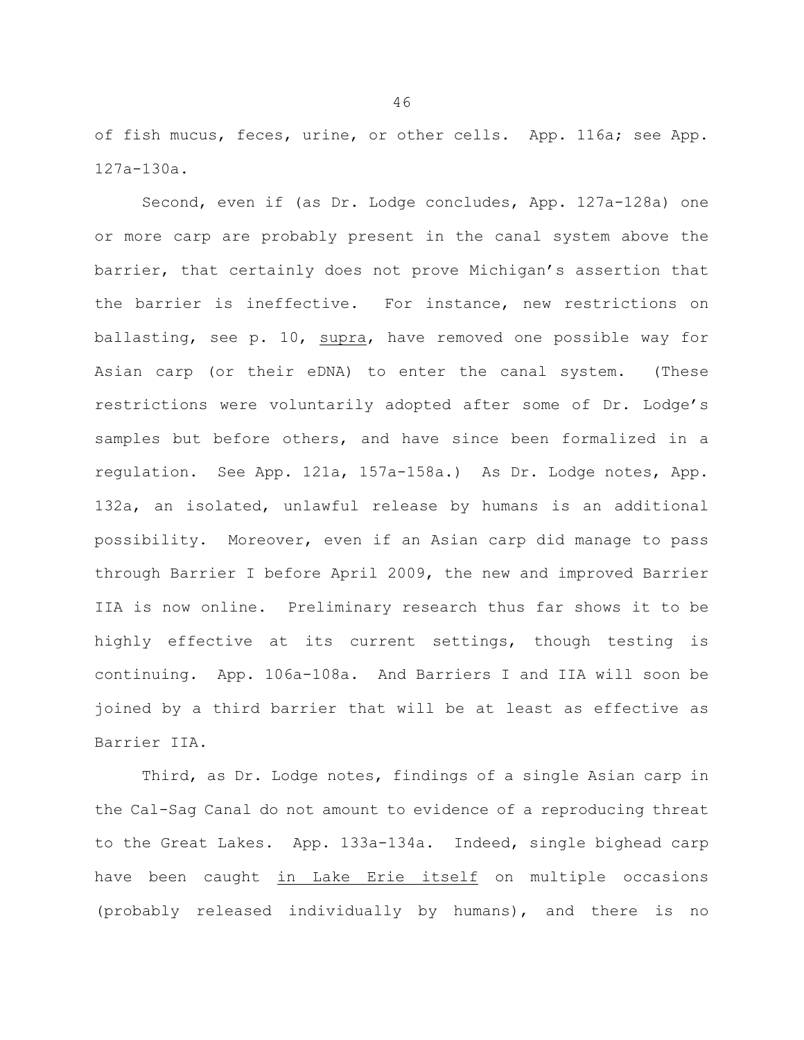of fish mucus, feces, urine, or other cells. App. 116a; see App. 127a-130a.

Second, even if (as Dr. Lodge concludes, App. 127a-128a) one or more carp are probably present in the canal system above the barrier, that certainly does not prove Michigan's assertion that the barrier is ineffective. For instance, new restrictions on ballasting, see p. 10, supra, have removed one possible way for Asian carp (or their eDNA) to enter the canal system. (These restrictions were voluntarily adopted after some of Dr. Lodge's samples but before others, and have since been formalized in a regulation. See App. 121a, 157a-158a.) As Dr. Lodge notes, App. 132a, an isolated, unlawful release by humans is an additional possibility. Moreover, even if an Asian carp did manage to pass through Barrier I before April 2009, the new and improved Barrier IIA is now online. Preliminary research thus far shows it to be highly effective at its current settings, though testing is continuing. App. 106a-108a. And Barriers I and IIA will soon be joined by a third barrier that will be at least as effective as Barrier IIA.

Third, as Dr. Lodge notes, findings of a single Asian carp in the Cal-Sag Canal do not amount to evidence of a reproducing threat to the Great Lakes. App. 133a-134a. Indeed, single bighead carp have been caught in Lake Erie itself on multiple occasions (probably released individually by humans), and there is no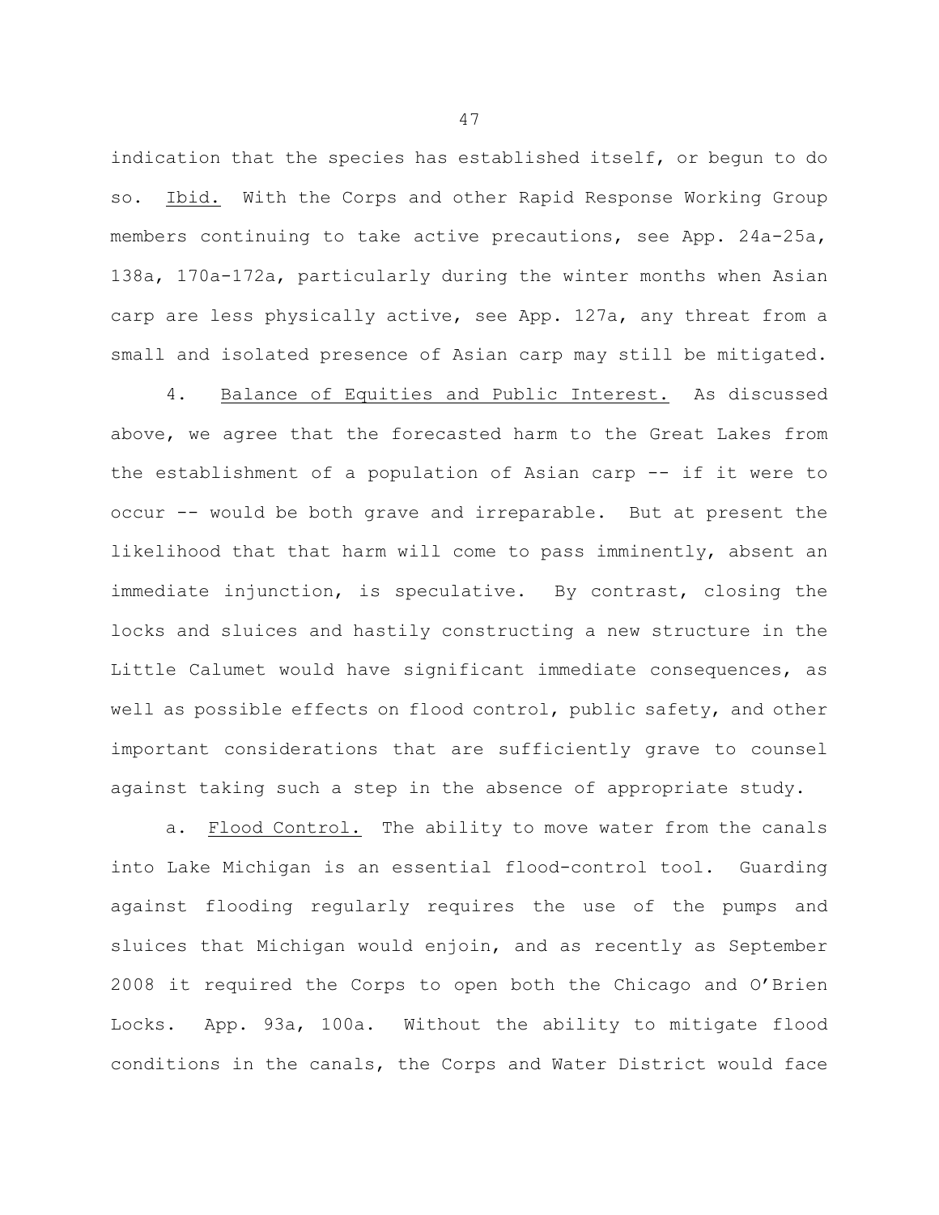indication that the species has established itself, or begun to do so. Ibid. With the Corps and other Rapid Response Working Group members continuing to take active precautions, see App. 24a-25a, 138a, 170a-172a, particularly during the winter months when Asian carp are less physically active, see App. 127a, any threat from a small and isolated presence of Asian carp may still be mitigated.

4. Balance of Equities and Public Interest. As discussed above, we agree that the forecasted harm to the Great Lakes from the establishment of a population of Asian carp -- if it were to occur -- would be both grave and irreparable. But at present the likelihood that that harm will come to pass imminently, absent an immediate injunction, is speculative. By contrast, closing the locks and sluices and hastily constructing a new structure in the Little Calumet would have significant immediate consequences, as well as possible effects on flood control, public safety, and other important considerations that are sufficiently grave to counsel against taking such a step in the absence of appropriate study.

a. Flood Control. The ability to move water from the canals into Lake Michigan is an essential flood-control tool. Guarding against flooding regularly requires the use of the pumps and sluices that Michigan would enjoin, and as recently as September 2008 it required the Corps to open both the Chicago and O'Brien Locks. App. 93a, 100a. Without the ability to mitigate flood conditions in the canals, the Corps and Water District would face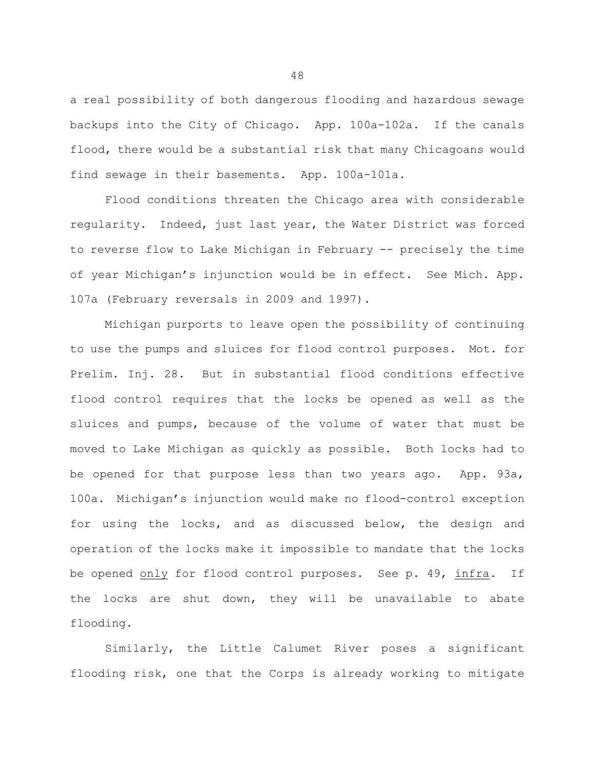a real possibility of both dangerous flooding and hazardous sewage backups into the City of Chicago. App. 100a-102a. If the canals flood, there would be a substantial risk that many Chicagoans would find sewage in their basements. App. 100a-101a.

Flood conditions threaten the Chicago area with considerable regularity. Indeed, just last year, the Water District was forced to reverse flow to Lake Michigan in February -- precisely the time of year Michigan's injunction would be in effect. See Mich. App. 107a (February reversals in 2009 and 1997).

Michigan purports to leave open the possibility of continuing to use the pumps and sluices for flood control purposes. Mot. for Prelim. Inj. 28. But in substantial flood conditions effective flood control requires that the locks be opened as well as the sluices and pumps, because of the volume of water that must be moved to Lake Michigan as quickly as possible. Both locks had to be opened for that purpose less than two years ago. App. 93a, 100a. Michigan's injunction would make no flood-control exception for using the locks, and as discussed below, the design and operation of the locks make it impossible to mandate that the locks be opened _only_ for flood control purposes. See p. 49, _infra_. If the locks are shut down, they will be unavailable to abate flooding.

Similarly, the Little Calumet River poses a significant flooding risk, one that the Corps is already working to mitigate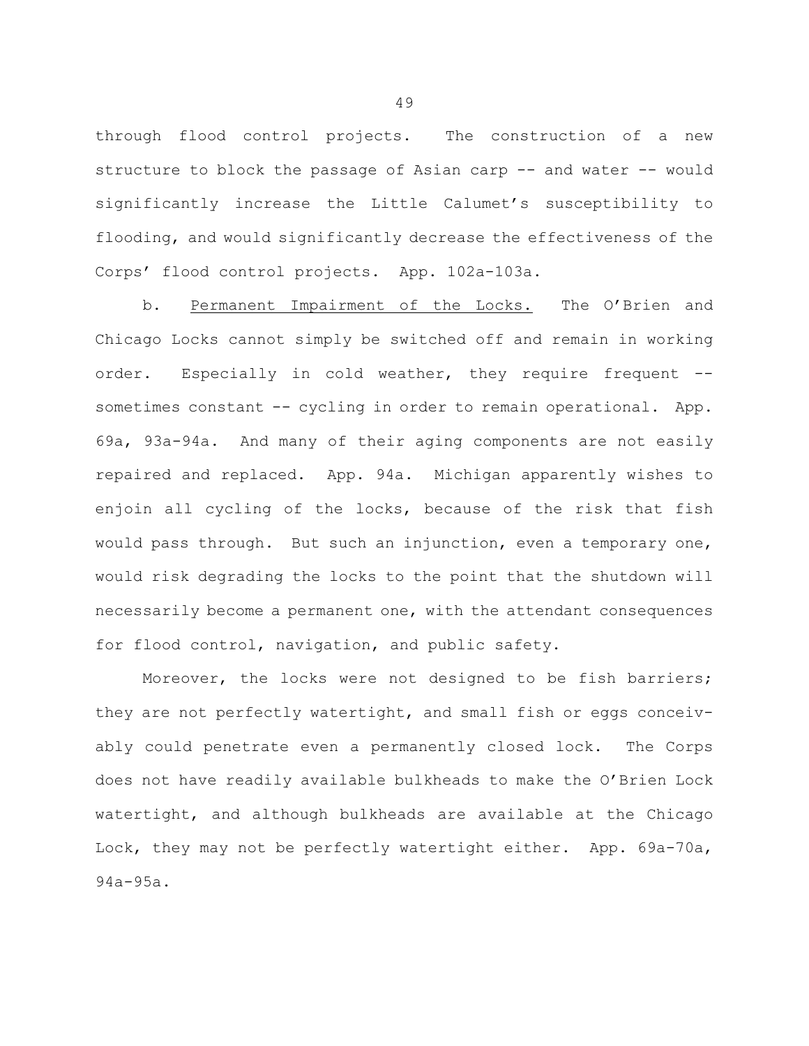through flood control projects. The construction of a new structure to block the passage of Asian carp -- and water -- would significantly increase the Little Calumet's susceptibility to flooding, and would significantly decrease the effectiveness of the Corps' flood control projects. App. 102a-103a.

b. Permanent Impairment of the Locks. The O'Brien and Chicago Locks cannot simply be switched off and remain in working order. Especially in cold weather, they require frequent -- sometimes constant -- cycling in order to remain operational. App. 69a, 93a-94a. And many of their aging components are not easily repaired and replaced. App. 94a. Michigan apparently wishes to enjoin all cycling of the locks, because of the risk that fish would pass through. But such an injunction, even a temporary one, would risk degrading the locks to the point that the shutdown will necessarily become a permanent one, with the attendant consequences for flood control, navigation, and public safety.

Moreover, the locks were not designed to be fish barriers; they are not perfectly watertight, and small fish or eggs conceivably could penetrate even a permanently closed lock. The Corps does not have readily available bulkheads to make the O'Brien Lock watertight, and although bulkheads are available at the Chicago Lock, they may not be perfectly watertight either. App. 69a-70a, 94a-95a.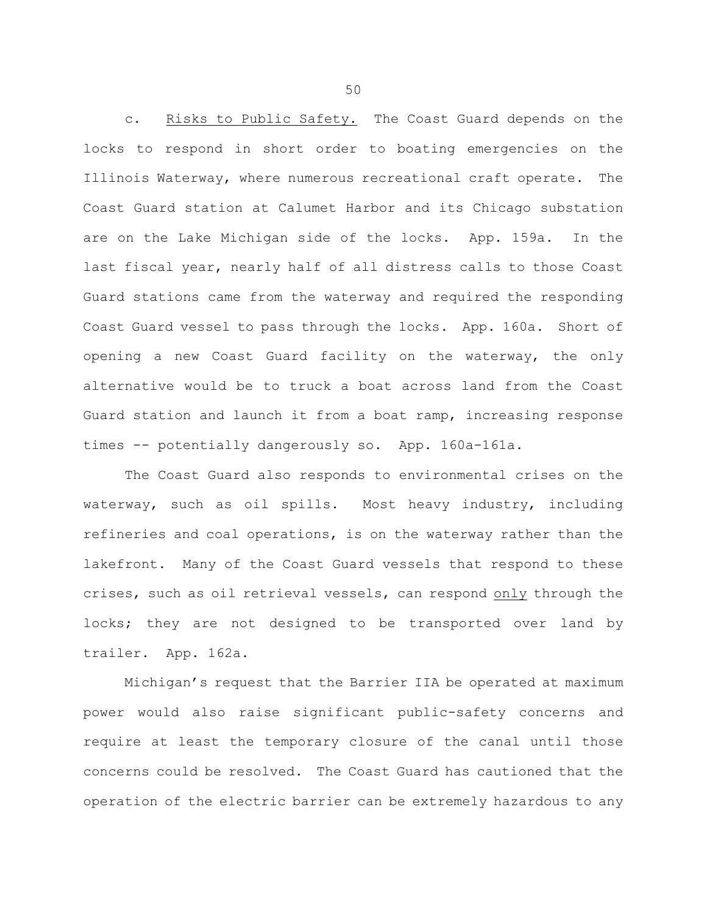c. Risks to Public Safety. The Coast Guard depends on the locks to respond in short order to boating emergencies on the Illinois Waterway, where numerous recreational craft operate. The Coast Guard station at Calumet Harbor and its Chicago substation are on the Lake Michigan side of the locks. App. 159a. In the last fiscal year, nearly half of all distress calls to those Coast Guard stations came from the waterway and required the responding Coast Guard vessel to pass through the locks. App. 160a. Short of opening a new Coast Guard facility on the waterway, the only alternative would be to truck a boat across land from the Coast Guard station and launch it from a boat ramp, increasing response times -- potentially dangerously so. App. 160a-161a.

The Coast Guard also responds to environmental crises on the waterway, such as oil spills. Most heavy industry, including refineries and coal operations, is on the waterway rather than the lakefront. Many of the Coast Guard vessels that respond to these crises, such as oil retrieval vessels, can respond only through the locks; they are not designed to be transported over land by trailer. App. 162a.

Michigan's request that the Barrier IIA be operated at maximum power would also raise significant public-safety concerns and require at least the temporary closure of the canal until those concerns could be resolved. The Coast Guard has cautioned that the operation of the electric barrier can be extremely hazardous to any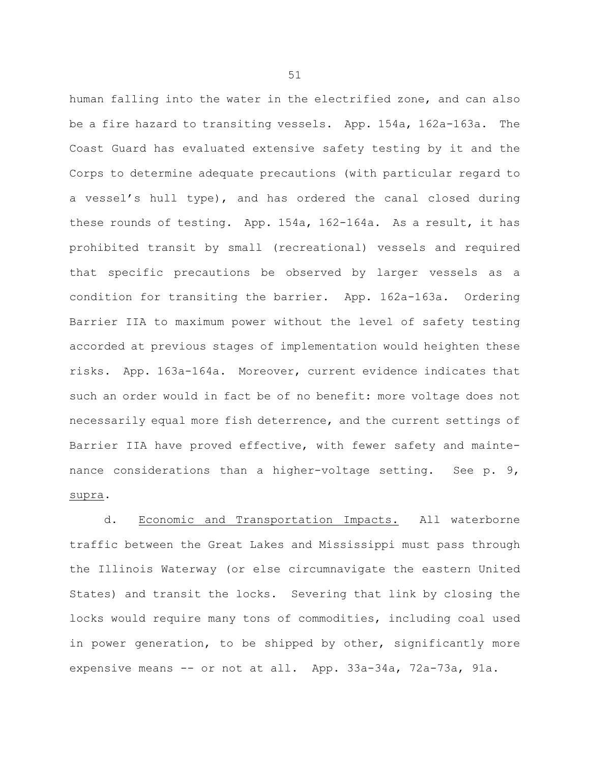human falling into the water in the electrified zone, and can also be a fire hazard to transiting vessels. App. 154a, 162a-163a. The Coast Guard has evaluated extensive safety testing by it and the Corps to determine adequate precautions (with particular regard to a vessel's hull type), and has ordered the canal closed during these rounds of testing. App. 154a, 162-164a. As a result, it has prohibited transit by small (recreational) vessels and required that specific precautions be observed by larger vessels as a condition for transiting the barrier. App. 162a-163a. Ordering Barrier IIA to maximum power without the level of safety testing accorded at previous stages of implementation would heighten these risks. App. 163a-164a. Moreover, current evidence indicates that such an order would in fact be of no benefit: more voltage does not necessarily equal more fish deterrence, and the current settings of Barrier IIA have proved effective, with fewer safety and maintenance considerations than a higher-voltage setting. See p. 9, supra.

d. Economic and Transportation Impacts. All waterborne traffic between the Great Lakes and Mississippi must pass through the Illinois Waterway (or else circumnavigate the eastern United States) and transit the locks. Severing that link by closing the locks would require many tons of commodities, including coal used in power generation, to be shipped by other, significantly more expensive means -- or not at all. App. 33a-34a, 72a-73a, 91a.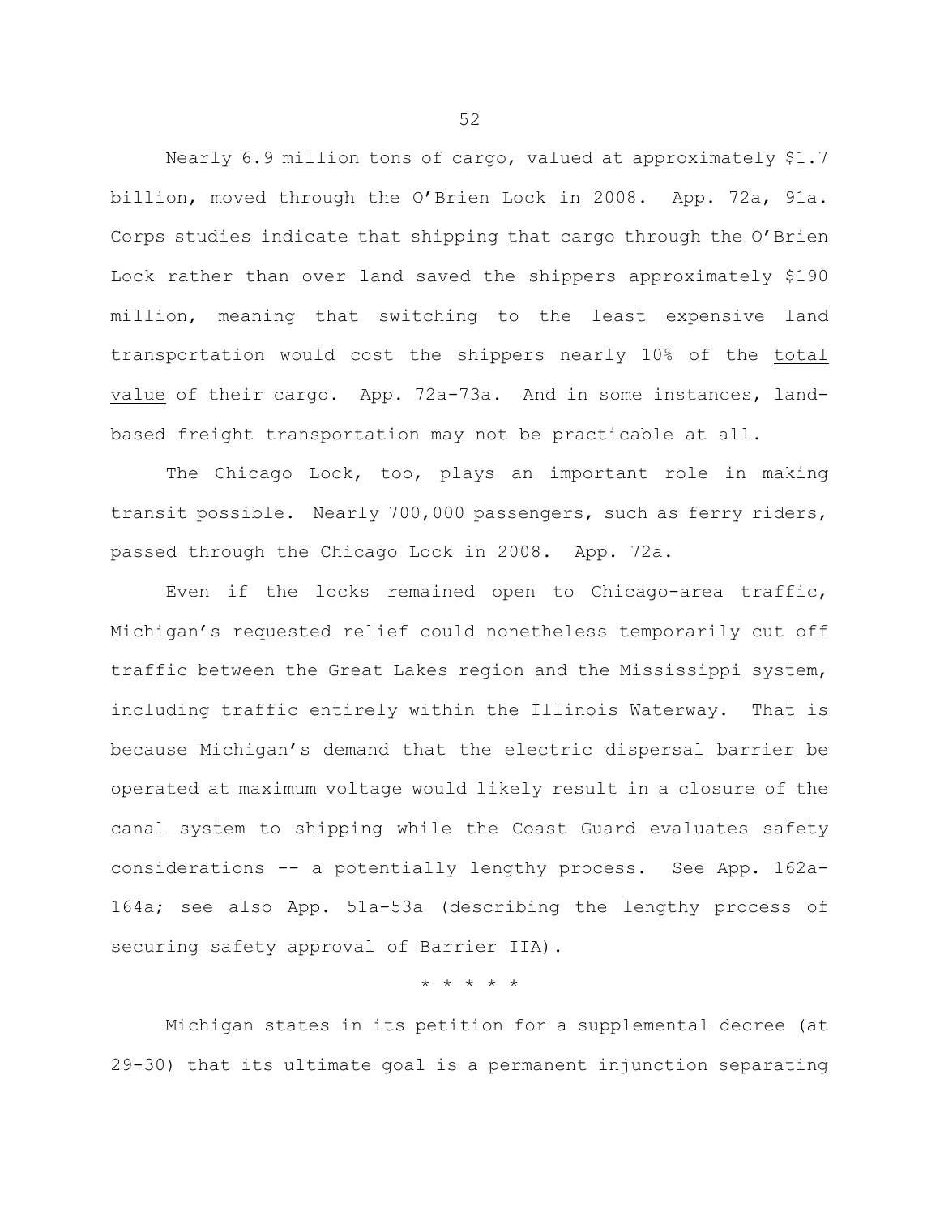Nearly 6.9 million tons of cargo, valued at approximately $1.7 billion, moved through the O'Brien Lock in 2008. App. 72a, 91a. Corps studies indicate that shipping that cargo through the O'Brien Lock rather than over land saved the shippers approximately $190 million, meaning that switching to the least expensive land transportation would cost the shippers nearly 10% of the <u>total value</u> of their cargo. App. 72a-73a. And in some instances, land-based freight transportation may not be practicable at all.

The Chicago Lock, too, plays an important role in making transit possible. Nearly 700,000 passengers, such as ferry riders, passed through the Chicago Lock in 2008. App. 72a.

Even if the locks remained open to Chicago-area traffic, Michigan's requested relief could nonetheless temporarily cut off traffic between the Great Lakes region and the Mississippi system, including traffic entirely within the Illinois Waterway. That is because Michigan's demand that the electric dispersal barrier be operated at maximum voltage would likely result in a closure of the canal system to shipping while the Coast Guard evaluates safety considerations -- a potentially lengthy process. See App. 162a-164a; see also App. 51a-53a (describing the lengthy process of securing safety approval of Barrier IIA).

\* \* \* \* \*

Michigan states in its petition for a supplemental decree (at 29-30) that its ultimate goal is a permanent injunction separating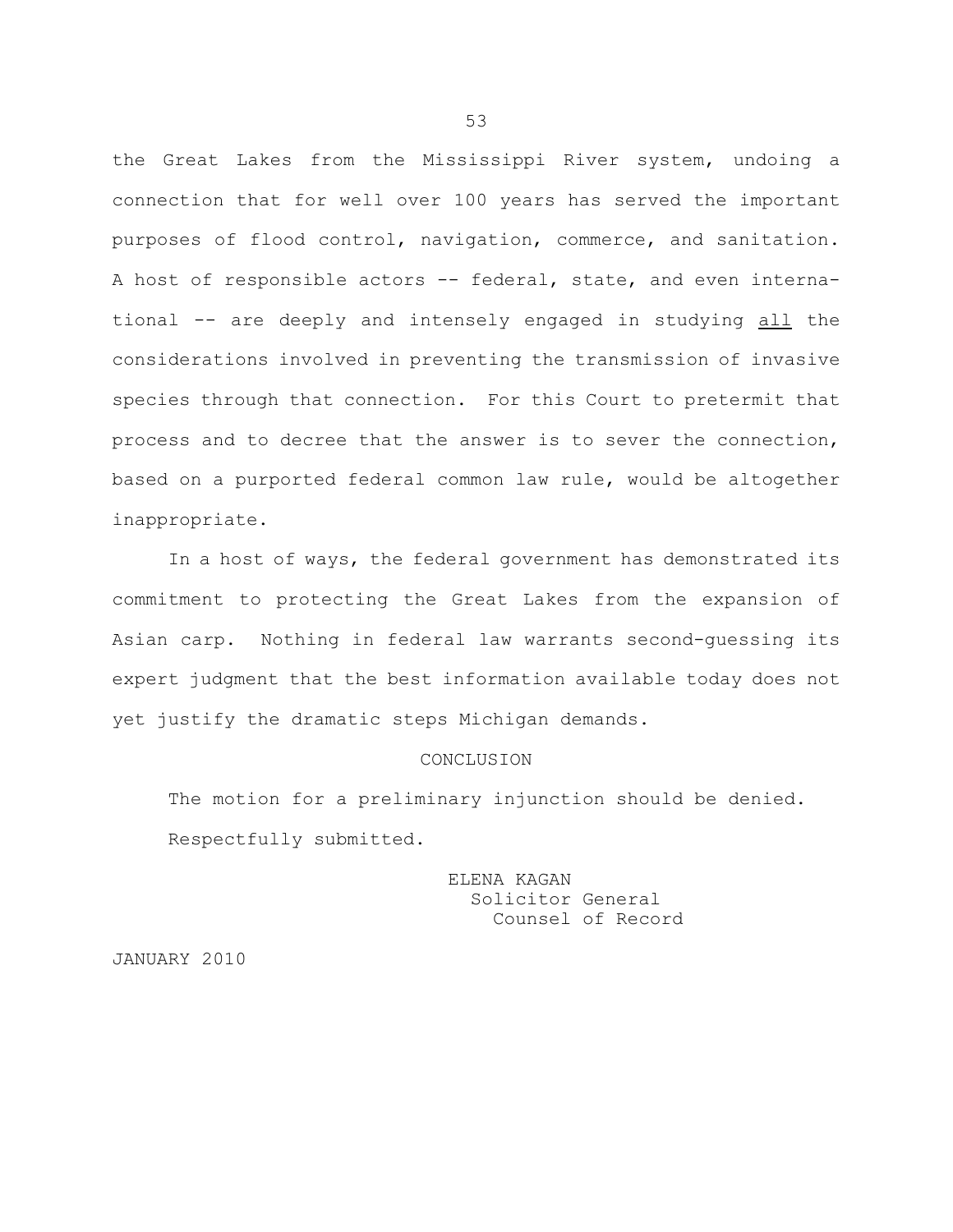the Great Lakes from the Mississippi River system, undoing a connection that for well over 100 years has served the important purposes of flood control, navigation, commerce, and sanitation. A host of responsible actors -- federal, state, and even international -- are deeply and intensely engaged in studying <u>all</u> the considerations involved in preventing the transmission of invasive species through that connection. For this Court to pretermit that process and to decree that the answer is to sever the connection, based on a purported federal common law rule, would be altogether inappropriate.

In a host of ways, the federal government has demonstrated its commitment to protecting the Great Lakes from the expansion of Asian carp. Nothing in federal law warrants second-guessing its expert judgment that the best information available today does not yet justify the dramatic steps Michigan demands.

## CONCLUSION

The motion for a preliminary injunction should be denied.

Respectfully submitted.

ELENA KAGAN
Solicitor General
Counsel of Record

JANUARY 2010